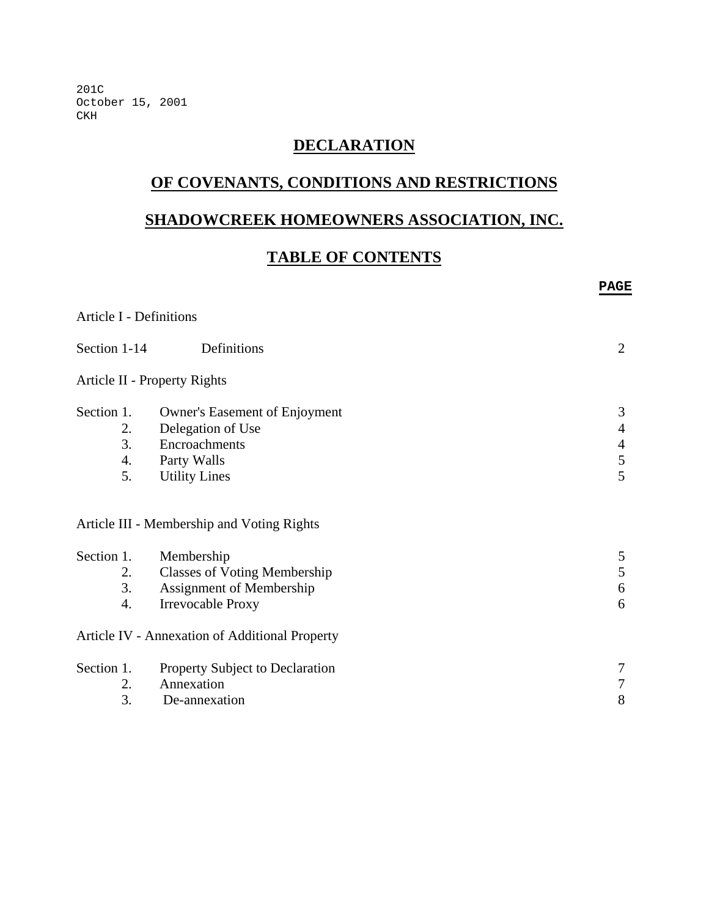201C
October 15, 2001
CKH

# DECLARATION

# OF COVENANTS, CONDITIONS AND RESTRICTIONS

# SHADOWCREEK HOMEOWNERS ASSOCIATION, INC.

## TABLE OF CONTENTS

| | | PAGE |
|---|---|---|
| **Article I - Definitions** | | |
| Section 1-14 | Definitions | 2 |
| **Article II - Property Rights** | | |
| Section 1. | Owner's Easement of Enjoyment | 3 |
| 2. | Delegation of Use | 4 |
| 3. | Encroachments | 4 |
| 4. | Party Walls | 5 |
| 5. | Utility Lines | 5 |
| **Article III - Membership and Voting Rights** | | |
| Section 1. | Membership | 5 |
| 2. | Classes of Voting Membership | 5 |
| 3. | Assignment of Membership | 6 |
| 4. | Irrevocable Proxy | 6 |
| **Article IV - Annexation of Additional Property** | | |
| Section 1. | Property Subject to Declaration | 7 |
| 2. | Annexation | 7 |
| 3. | De-annexation | 8 |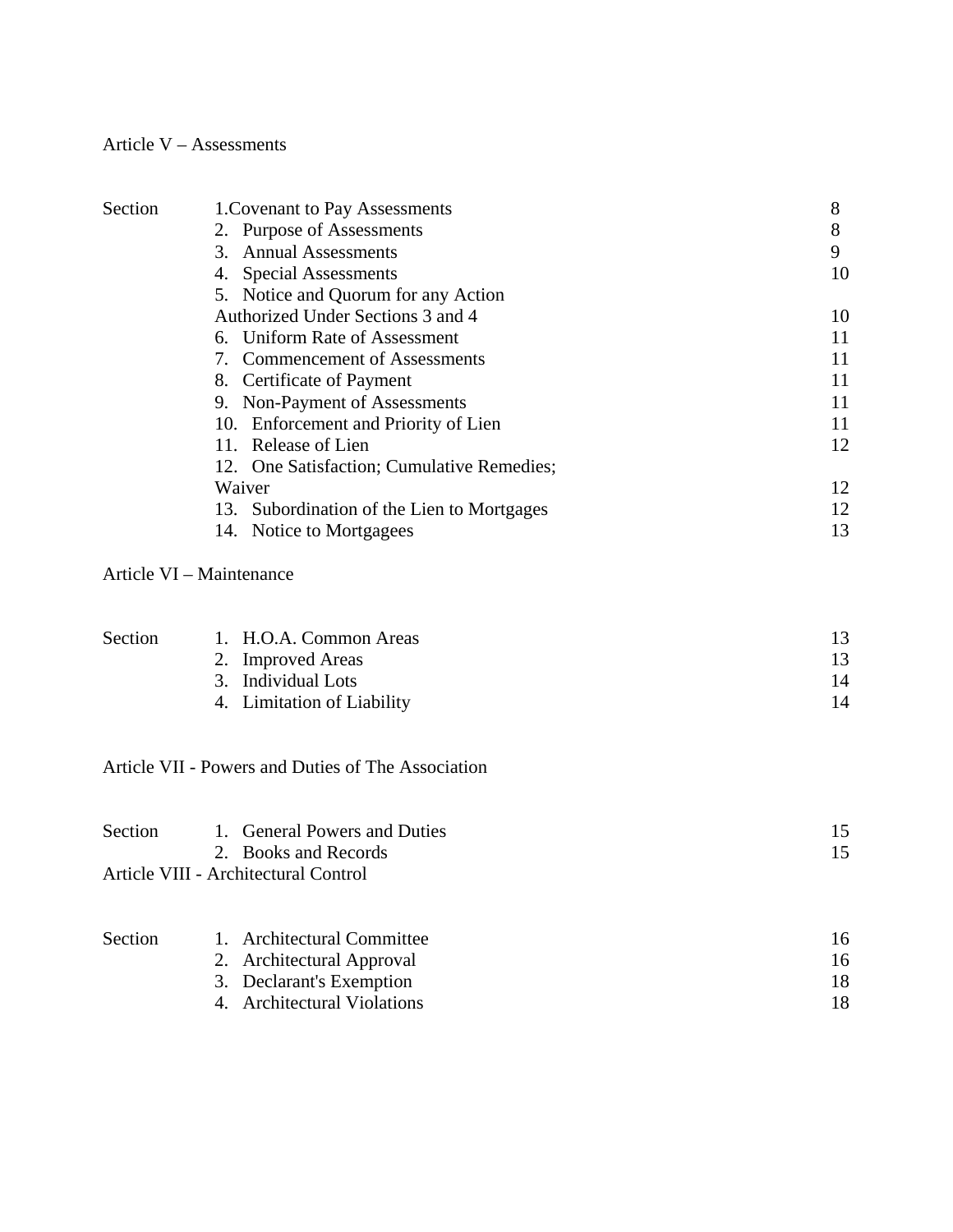Article V – Assessments

| Section | | |
|---|---|---|
| | 1. Covenant to Pay Assessments | 8 |
| | 2. Purpose of Assessments | 8 |
| | 3. Annual Assessments | 9 |
| | 4. Special Assessments | 10 |
| | 5. Notice and Quorum for any Action Authorized Under Sections 3 and 4 | 10 |
| | 6. Uniform Rate of Assessment | 11 |
| | 7. Commencement of Assessments | 11 |
| | 8. Certificate of Payment | 11 |
| | 9. Non-Payment of Assessments | 11 |
| | 10. Enforcement and Priority of Lien | 11 |
| | 11. Release of Lien | 12 |
| | 12. One Satisfaction; Cumulative Remedies; Waiver | 12 |
| | 13. Subordination of the Lien to Mortgages | 12 |
| | 14. Notice to Mortgagees | 13 |

Article VI – Maintenance

| Section | | |
|---|---|---|
| | 1. H.O.A. Common Areas | 13 |
| | 2. Improved Areas | 13 |
| | 3. Individual Lots | 14 |
| | 4. Limitation of Liability | 14 |

Article VII - Powers and Duties of The Association

| Section | | |
|---|---|---|
| | 1. General Powers and Duties | 15 |
| | 2. Books and Records | 15 |

Article VIII - Architectural Control

| Section | | |
|---|---|---|
| | 1. Architectural Committee | 16 |
| | 2. Architectural Approval | 16 |
| | 3. Declarant's Exemption | 18 |
| | 4. Architectural Violations | 18 |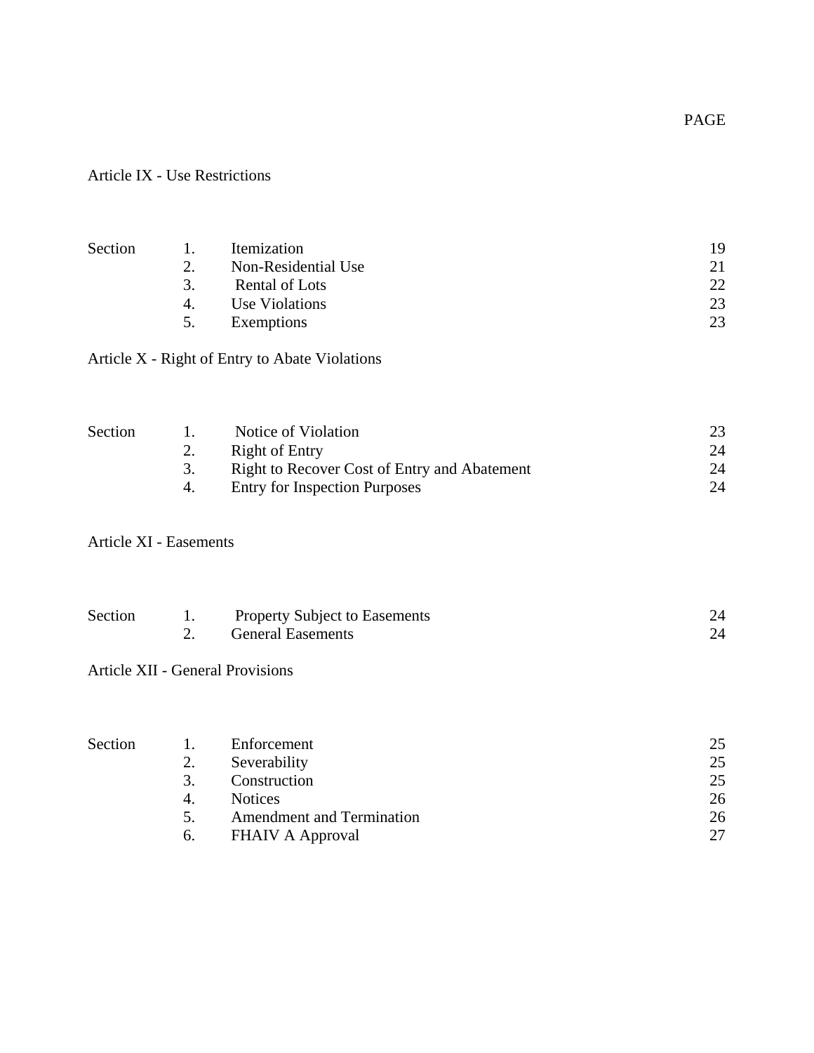| | | | PAGE |
|---|---|---|---|
| **Article IX - Use Restrictions** | | | |
| Section | 1. | Itemization | 19 |
| | 2. | Non-Residential Use | 21 |
| | 3. | Rental of Lots | 22 |
| | 4. | Use Violations | 23 |
| | 5. | Exemptions | 23 |
| **Article X - Right of Entry to Abate Violations** | | | |
| Section | 1. | Notice of Violation | 23 |
| | 2. | Right of Entry | 24 |
| | 3. | Right to Recover Cost of Entry and Abatement | 24 |
| | 4. | Entry for Inspection Purposes | 24 |
| **Article XI - Easements** | | | |
| Section | 1. | Property Subject to Easements | 24 |
| | 2. | General Easements | 24 |
| **Article XII - General Provisions** | | | |
| Section | 1. | Enforcement | 25 |
| | 2. | Severability | 25 |
| | 3. | Construction | 25 |
| | 4. | Notices | 26 |
| | 5. | Amendment and Termination | 26 |
| | 6. | FHAIV A Approval | 27 |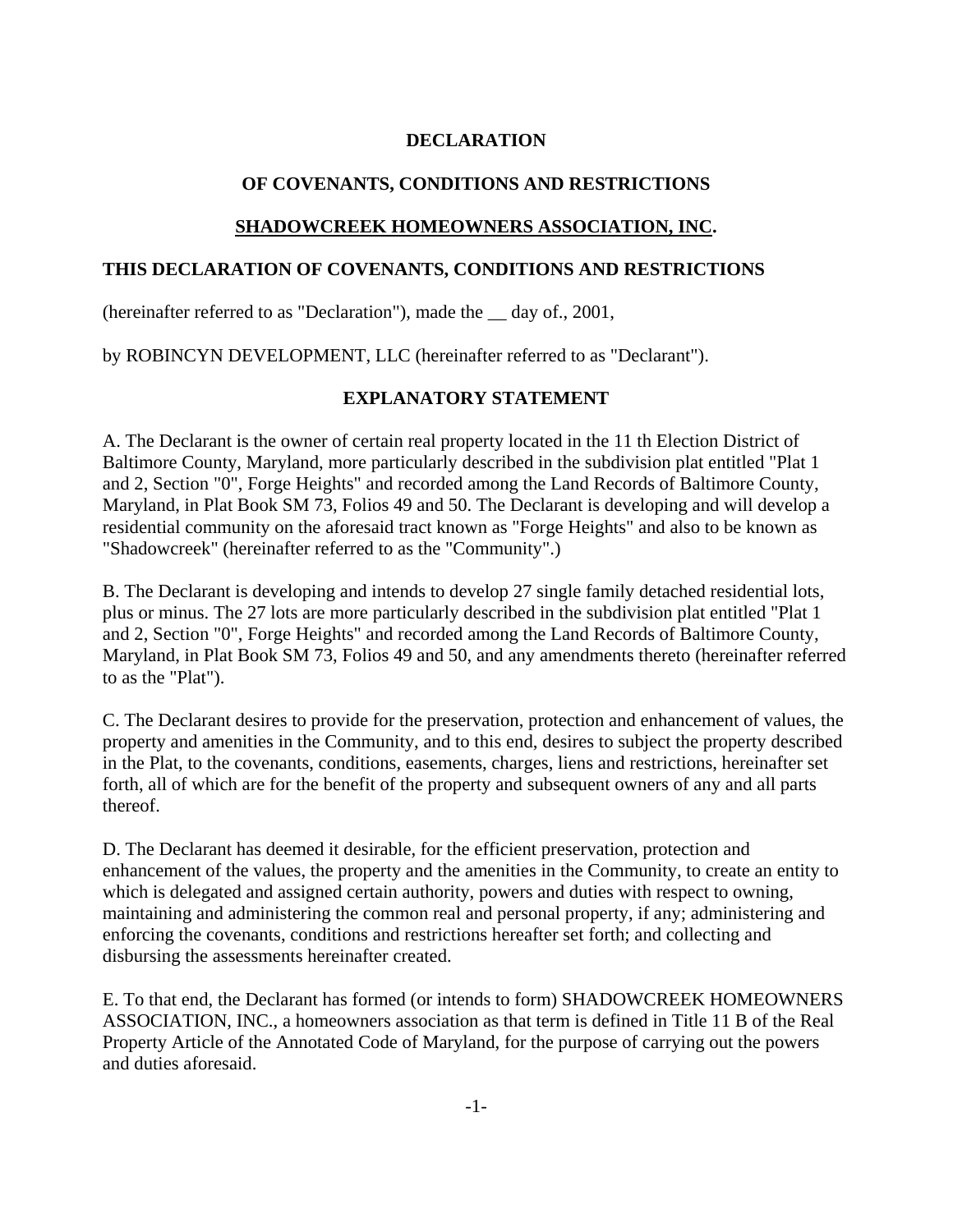**DECLARATION**

**OF COVENANTS, CONDITIONS AND RESTRICTIONS**

**SHADOWCREEK HOMEOWNERS ASSOCIATION, INC.**

**THIS DECLARATION OF COVENANTS, CONDITIONS AND RESTRICTIONS**

(hereinafter referred to as "Declaration"), made the __ day of., 2001,

by ROBINCYN DEVELOPMENT, LLC (hereinafter referred to as "Declarant").

**EXPLANATORY STATEMENT**

A. The Declarant is the owner of certain real property located in the 11 th Election District of Baltimore County, Maryland, more particularly described in the subdivision plat entitled "Plat 1 and 2, Section "0", Forge Heights" and recorded among the Land Records of Baltimore County, Maryland, in Plat Book SM 73, Folios 49 and 50. The Declarant is developing and will develop a residential community on the aforesaid tract known as "Forge Heights" and also to be known as "Shadowcreek" (hereinafter referred to as the "Community".)

B. The Declarant is developing and intends to develop 27 single family detached residential lots, plus or minus. The 27 lots are more particularly described in the subdivision plat entitled "Plat 1 and 2, Section "0", Forge Heights" and recorded among the Land Records of Baltimore County, Maryland, in Plat Book SM 73, Folios 49 and 50, and any amendments thereto (hereinafter referred to as the "Plat").

C. The Declarant desires to provide for the preservation, protection and enhancement of values, the property and amenities in the Community, and to this end, desires to subject the property described in the Plat, to the covenants, conditions, easements, charges, liens and restrictions, hereinafter set forth, all of which are for the benefit of the property and subsequent owners of any and all parts thereof.

D. The Declarant has deemed it desirable, for the efficient preservation, protection and enhancement of the values, the property and the amenities in the Community, to create an entity to which is delegated and assigned certain authority, powers and duties with respect to owning, maintaining and administering the common real and personal property, if any; administering and enforcing the covenants, conditions and restrictions hereafter set forth; and collecting and disbursing the assessments hereinafter created.

E. To that end, the Declarant has formed (or intends to form) SHADOWCREEK HOMEOWNERS ASSOCIATION, INC., a homeowners association as that term is defined in Title 11 B of the Real Property Article of the Annotated Code of Maryland, for the purpose of carrying out the powers and duties aforesaid.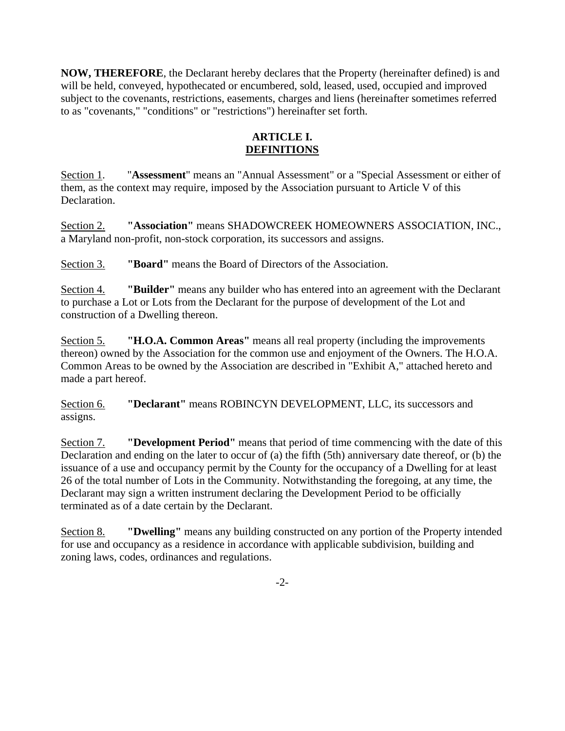**NOW, THEREFORE**, the Declarant hereby declares that the Property (hereinafter defined) is and will be held, conveyed, hypothecated or encumbered, sold, leased, used, occupied and improved subject to the covenants, restrictions, easements, charges and liens (hereinafter sometimes referred to as "covenants," "conditions" or "restrictions") hereinafter set forth.

## ARTICLE I.
## DEFINITIONS

Section 1. "**Assessment**" means an "Annual Assessment" or a "Special Assessment or either of them, as the context may require, imposed by the Association pursuant to Article V of this Declaration.

Section 2. **"Association"** means SHADOWCREEK HOMEOWNERS ASSOCIATION, INC., a Maryland non-profit, non-stock corporation, its successors and assigns.

Section 3. **"Board"** means the Board of Directors of the Association.

Section 4. **"Builder"** means any builder who has entered into an agreement with the Declarant to purchase a Lot or Lots from the Declarant for the purpose of development of the Lot and construction of a Dwelling thereon.

Section 5. **"H.O.A. Common Areas"** means all real property (including the improvements thereon) owned by the Association for the common use and enjoyment of the Owners. The H.O.A. Common Areas to be owned by the Association are described in "Exhibit A," attached hereto and made a part hereof.

Section 6. **"Declarant"** means ROBINCYN DEVELOPMENT, LLC, its successors and assigns.

Section 7. **"Development Period"** means that period of time commencing with the date of this Declaration and ending on the later to occur of (a) the fifth (5th) anniversary date thereof, or (b) the issuance of a use and occupancy permit by the County for the occupancy of a Dwelling for at least 26 of the total number of Lots in the Community. Notwithstanding the foregoing, at any time, the Declarant may sign a written instrument declaring the Development Period to be officially terminated as of a date certain by the Declarant.

Section 8. **"Dwelling"** means any building constructed on any portion of the Property intended for use and occupancy as a residence in accordance with applicable subdivision, building and zoning laws, codes, ordinances and regulations.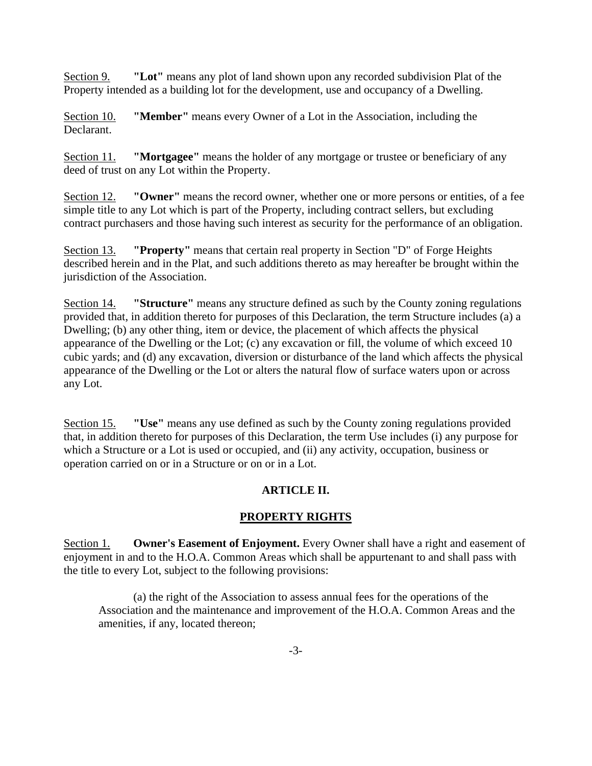Section 9. **"Lot"** means any plot of land shown upon any recorded subdivision Plat of the Property intended as a building lot for the development, use and occupancy of a Dwelling.

Section 10. **"Member"** means every Owner of a Lot in the Association, including the Declarant.

Section 11. **"Mortgagee"** means the holder of any mortgage or trustee or beneficiary of any deed of trust on any Lot within the Property.

Section 12. **"Owner"** means the record owner, whether one or more persons or entities, of a fee simple title to any Lot which is part of the Property, including contract sellers, but excluding contract purchasers and those having such interest as security for the performance of an obligation.

Section 13. **"Property"** means that certain real property in Section "D" of Forge Heights described herein and in the Plat, and such additions thereto as may hereafter be brought within the jurisdiction of the Association.

Section 14. **"Structure"** means any structure defined as such by the County zoning regulations provided that, in addition thereto for purposes of this Declaration, the term Structure includes (a) a Dwelling; (b) any other thing, item or device, the placement of which affects the physical appearance of the Dwelling or the Lot; (c) any excavation or fill, the volume of which exceed 10 cubic yards; and (d) any excavation, diversion or disturbance of the land which affects the physical appearance of the Dwelling or the Lot or alters the natural flow of surface waters upon or across any Lot.

Section 15. **"Use"** means any use defined as such by the County zoning regulations provided that, in addition thereto for purposes of this Declaration, the term Use includes (i) any purpose for which a Structure or a Lot is used or occupied, and (ii) any activity, occupation, business or operation carried on or in a Structure or on or in a Lot.

## ARTICLE II.

## PROPERTY RIGHTS

Section 1. **Owner's Easement of Enjoyment.** Every Owner shall have a right and easement of enjoyment in and to the H.O.A. Common Areas which shall be appurtenant to and shall pass with the title to every Lot, subject to the following provisions:

(a) the right of the Association to assess annual fees for the operations of the Association and the maintenance and improvement of the H.O.A. Common Areas and the amenities, if any, located thereon;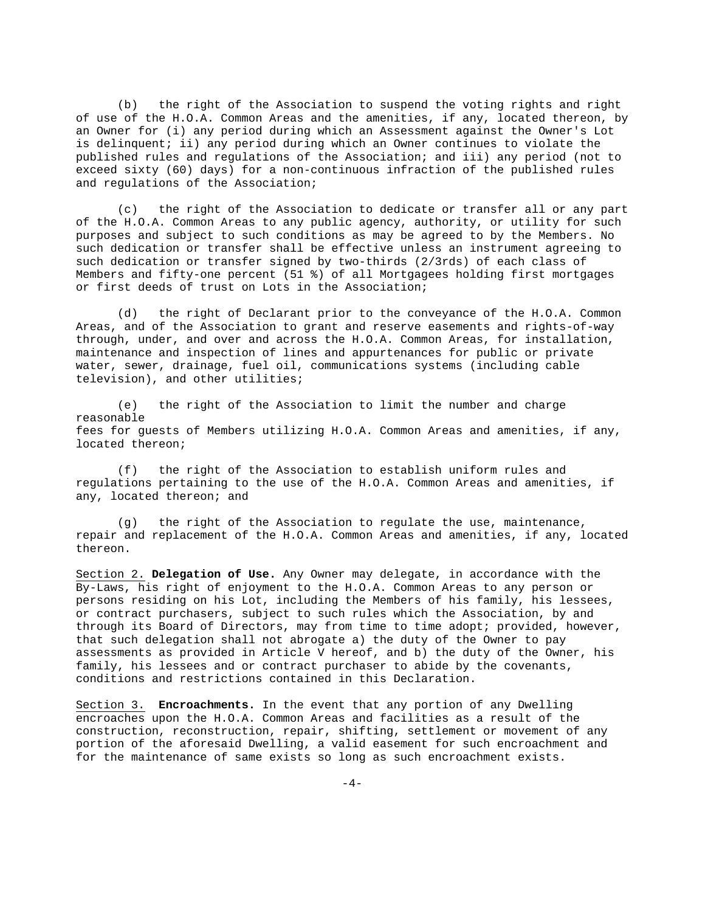(b) the right of the Association to suspend the voting rights and right of use of the H.O.A. Common Areas and the amenities, if any, located thereon, by an Owner for (i) any period during which an Assessment against the Owner's Lot is delinquent; ii) any period during which an Owner continues to violate the published rules and regulations of the Association; and iii) any period (not to exceed sixty (60) days) for a non-continuous infraction of the published rules and regulations of the Association;

(c) the right of the Association to dedicate or transfer all or any part of the H.O.A. Common Areas to any public agency, authority, or utility for such purposes and subject to such conditions as may be agreed to by the Members. No such dedication or transfer shall be effective unless an instrument agreeing to such dedication or transfer signed by two-thirds (2/3rds) of each class of Members and fifty-one percent (51 %) of all Mortgagees holding first mortgages or first deeds of trust on Lots in the Association;

(d) the right of Declarant prior to the conveyance of the H.O.A. Common Areas, and of the Association to grant and reserve easements and rights-of-way through, under, and over and across the H.O.A. Common Areas, for installation, maintenance and inspection of lines and appurtenances for public or private water, sewer, drainage, fuel oil, communications systems (including cable television), and other utilities;

(e) the right of the Association to limit the number and charge reasonable fees for guests of Members utilizing H.O.A. Common Areas and amenities, if any, located thereon;

(f) the right of the Association to establish uniform rules and regulations pertaining to the use of the H.O.A. Common Areas and amenities, if any, located thereon; and

(g) the right of the Association to regulate the use, maintenance, repair and replacement of the H.O.A. Common Areas and amenities, if any, located thereon.

Section 2. **Delegation of Use.** Any Owner may delegate, in accordance with the By-Laws, his right of enjoyment to the H.O.A. Common Areas to any person or persons residing on his Lot, including the Members of his family, his lessees, or contract purchasers, subject to such rules which the Association, by and through its Board of Directors, may from time to time adopt; provided, however, that such delegation shall not abrogate a) the duty of the Owner to pay assessments as provided in Article V hereof, and b) the duty of the Owner, his family, his lessees and or contract purchaser to abide by the covenants, conditions and restrictions contained in this Declaration.

Section 3. **Encroachments.** In the event that any portion of any Dwelling encroaches upon the H.O.A. Common Areas and facilities as a result of the construction, reconstruction, repair, shifting, settlement or movement of any portion of the aforesaid Dwelling, a valid easement for such encroachment and for the maintenance of same exists so long as such encroachment exists.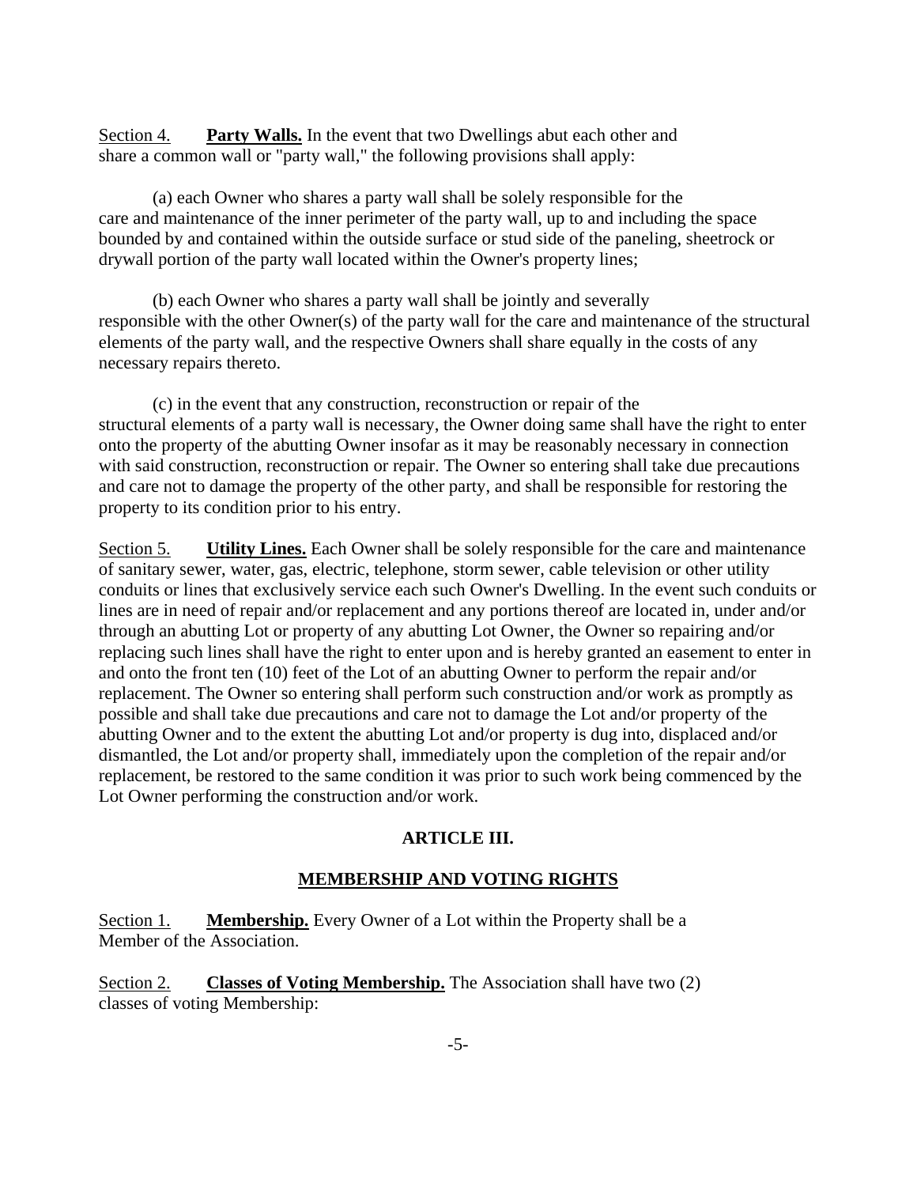Section 4. **Party Walls.** In the event that two Dwellings abut each other and share a common wall or "party wall," the following provisions shall apply:

(a) each Owner who shares a party wall shall be solely responsible for the care and maintenance of the inner perimeter of the party wall, up to and including the space bounded by and contained within the outside surface or stud side of the paneling, sheetrock or drywall portion of the party wall located within the Owner's property lines;

(b) each Owner who shares a party wall shall be jointly and severally responsible with the other Owner(s) of the party wall for the care and maintenance of the structural elements of the party wall, and the respective Owners shall share equally in the costs of any necessary repairs thereto.

(c) in the event that any construction, reconstruction or repair of the structural elements of a party wall is necessary, the Owner doing same shall have the right to enter onto the property of the abutting Owner insofar as it may be reasonably necessary in connection with said construction, reconstruction or repair. The Owner so entering shall take due precautions and care not to damage the property of the other party, and shall be responsible for restoring the property to its condition prior to his entry.

Section 5. **Utility Lines.** Each Owner shall be solely responsible for the care and maintenance of sanitary sewer, water, gas, electric, telephone, storm sewer, cable television or other utility conduits or lines that exclusively service each such Owner's Dwelling. In the event such conduits or lines are in need of repair and/or replacement and any portions thereof are located in, under and/or through an abutting Lot or property of any abutting Lot Owner, the Owner so repairing and/or replacing such lines shall have the right to enter upon and is hereby granted an easement to enter in and onto the front ten (10) feet of the Lot of an abutting Owner to perform the repair and/or replacement. The Owner so entering shall perform such construction and/or work as promptly as possible and shall take due precautions and care not to damage the Lot and/or property of the abutting Owner and to the extent the abutting Lot and/or property is dug into, displaced and/or dismantled, the Lot and/or property shall, immediately upon the completion of the repair and/or replacement, be restored to the same condition it was prior to such work being commenced by the Lot Owner performing the construction and/or work.

## ARTICLE III.

## MEMBERSHIP AND VOTING RIGHTS

Section 1. **Membership.** Every Owner of a Lot within the Property shall be a Member of the Association.

Section 2. **Classes of Voting Membership.** The Association shall have two (2) classes of voting Membership: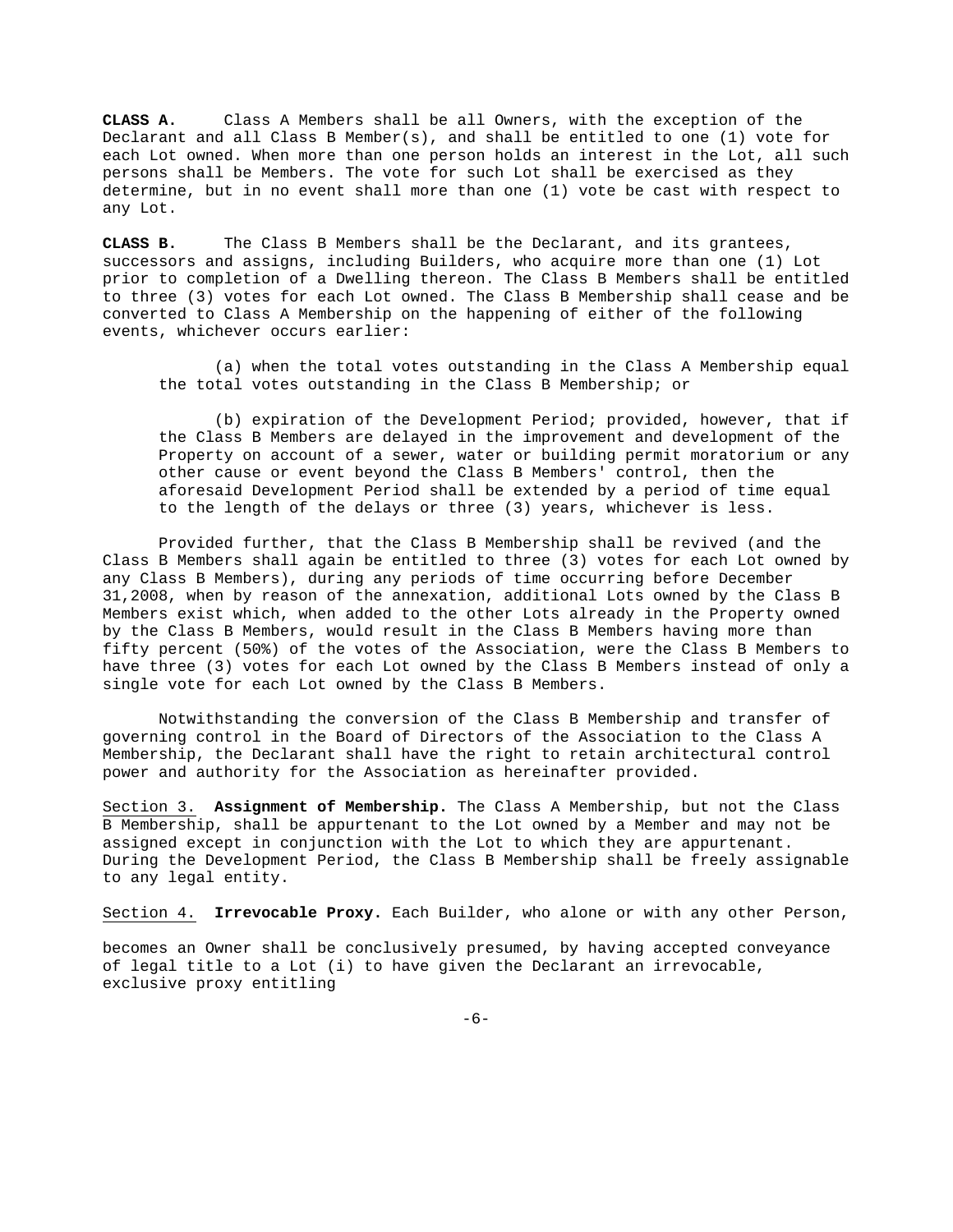**CLASS A.** Class A Members shall be all Owners, with the exception of the Declarant and all Class B Member(s), and shall be entitled to one (1) vote for each Lot owned. When more than one person holds an interest in the Lot, all such persons shall be Members. The vote for such Lot shall be exercised as they determine, but in no event shall more than one (1) vote be cast with respect to any Lot.

**CLASS B.** The Class B Members shall be the Declarant, and its grantees, successors and assigns, including Builders, who acquire more than one (1) Lot prior to completion of a Dwelling thereon. The Class B Members shall be entitled to three (3) votes for each Lot owned. The Class B Membership shall cease and be converted to Class A Membership on the happening of either of the following events, whichever occurs earlier:

(a) when the total votes outstanding in the Class A Membership equal the total votes outstanding in the Class B Membership; or

(b) expiration of the Development Period; provided, however, that if the Class B Members are delayed in the improvement and development of the Property on account of a sewer, water or building permit moratorium or any other cause or event beyond the Class B Members' control, then the aforesaid Development Period shall be extended by a period of time equal to the length of the delays or three (3) years, whichever is less.

Provided further, that the Class B Membership shall be revived (and the Class B Members shall again be entitled to three (3) votes for each Lot owned by any Class B Members), during any periods of time occurring before December 31,2008, when by reason of the annexation, additional Lots owned by the Class B Members exist which, when added to the other Lots already in the Property owned by the Class B Members, would result in the Class B Members having more than fifty percent (50%) of the votes of the Association, were the Class B Members to have three (3) votes for each Lot owned by the Class B Members instead of only a single vote for each Lot owned by the Class B Members.

Notwithstanding the conversion of the Class B Membership and transfer of governing control in the Board of Directors of the Association to the Class A Membership, the Declarant shall have the right to retain architectural control power and authority for the Association as hereinafter provided.

Section 3. **Assignment of Membership.** The Class A Membership, but not the Class B Membership, shall be appurtenant to the Lot owned by a Member and may not be assigned except in conjunction with the Lot to which they are appurtenant. During the Development Period, the Class B Membership shall be freely assignable to any legal entity.

Section 4. **Irrevocable Proxy.** Each Builder, who alone or with any other Person,

becomes an Owner shall be conclusively presumed, by having accepted conveyance of legal title to a Lot (i) to have given the Declarant an irrevocable, exclusive proxy entitling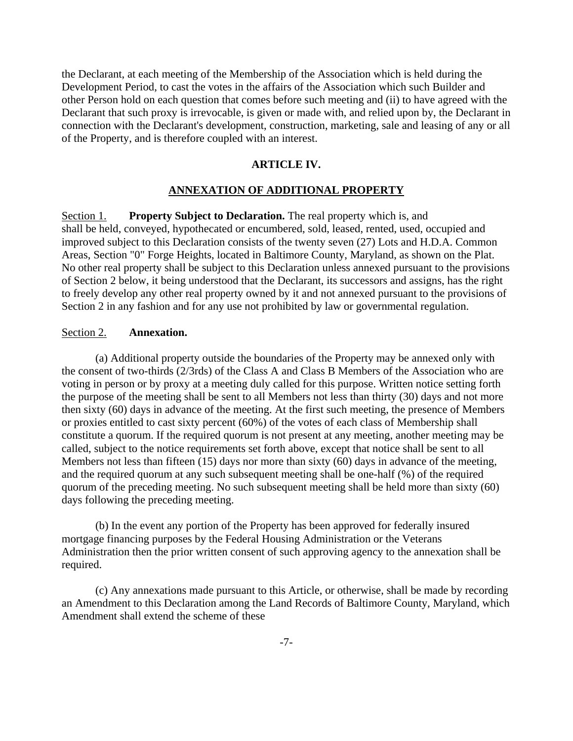the Declarant, at each meeting of the Membership of the Association which is held during the Development Period, to cast the votes in the affairs of the Association which such Builder and other Person hold on each question that comes before such meeting and (ii) to have agreed with the Declarant that such proxy is irrevocable, is given or made with, and relied upon by, the Declarant in connection with the Declarant's development, construction, marketing, sale and leasing of any or all of the Property, and is therefore coupled with an interest.

## ARTICLE IV.

## ANNEXATION OF ADDITIONAL PROPERTY

Section 1. **Property Subject to Declaration.** The real property which is, and shall be held, conveyed, hypothecated or encumbered, sold, leased, rented, used, occupied and improved subject to this Declaration consists of the twenty seven (27) Lots and H.D.A. Common Areas, Section "0" Forge Heights, located in Baltimore County, Maryland, as shown on the Plat. No other real property shall be subject to this Declaration unless annexed pursuant to the provisions of Section 2 below, it being understood that the Declarant, its successors and assigns, has the right to freely develop any other real property owned by it and not annexed pursuant to the provisions of Section 2 in any fashion and for any use not prohibited by law or governmental regulation.

Section 2. **Annexation.**

(a) Additional property outside the boundaries of the Property may be annexed only with the consent of two-thirds (2/3rds) of the Class A and Class B Members of the Association who are voting in person or by proxy at a meeting duly called for this purpose. Written notice setting forth the purpose of the meeting shall be sent to all Members not less than thirty (30) days and not more then sixty (60) days in advance of the meeting. At the first such meeting, the presence of Members or proxies entitled to cast sixty percent (60%) of the votes of each class of Membership shall constitute a quorum. If the required quorum is not present at any meeting, another meeting may be called, subject to the notice requirements set forth above, except that notice shall be sent to all Members not less than fifteen (15) days nor more than sixty (60) days in advance of the meeting, and the required quorum at any such subsequent meeting shall be one-half (%) of the required quorum of the preceding meeting. No such subsequent meeting shall be held more than sixty (60) days following the preceding meeting.

(b) In the event any portion of the Property has been approved for federally insured mortgage financing purposes by the Federal Housing Administration or the Veterans Administration then the prior written consent of such approving agency to the annexation shall be required.

(c) Any annexations made pursuant to this Article, or otherwise, shall be made by recording an Amendment to this Declaration among the Land Records of Baltimore County, Maryland, which Amendment shall extend the scheme of these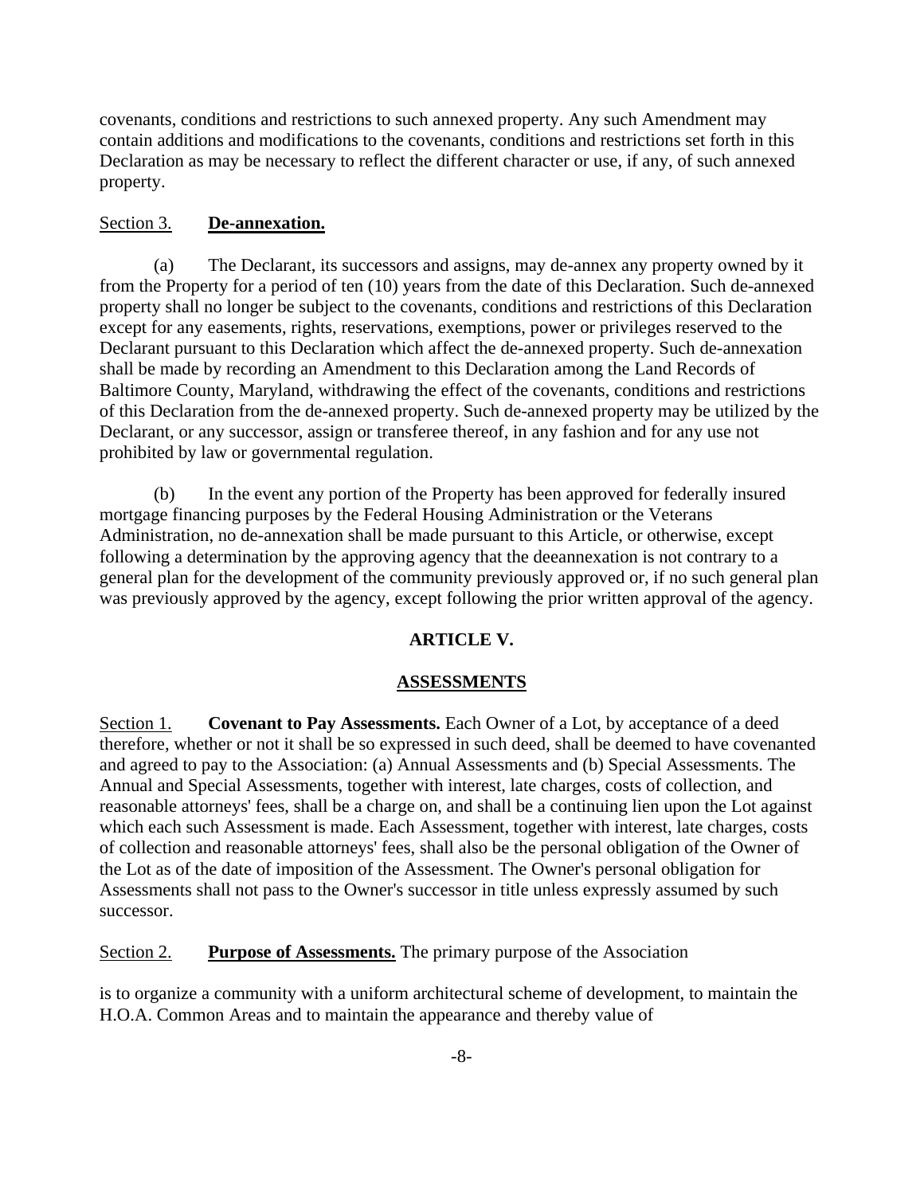covenants, conditions and restrictions to such annexed property. Any such Amendment may contain additions and modifications to the covenants, conditions and restrictions set forth in this Declaration as may be necessary to reflect the different character or use, if any, of such annexed property.

Section 3. **De-annexation.**

(a) The Declarant, its successors and assigns, may de-annex any property owned by it from the Property for a period of ten (10) years from the date of this Declaration. Such de-annexed property shall no longer be subject to the covenants, conditions and restrictions of this Declaration except for any easements, rights, reservations, exemptions, power or privileges reserved to the Declarant pursuant to this Declaration which affect the de-annexed property. Such de-annexation shall be made by recording an Amendment to this Declaration among the Land Records of Baltimore County, Maryland, withdrawing the effect of the covenants, conditions and restrictions of this Declaration from the de-annexed property. Such de-annexed property may be utilized by the Declarant, or any successor, assign or transferee thereof, in any fashion and for any use not prohibited by law or governmental regulation.

(b) In the event any portion of the Property has been approved for federally insured mortgage financing purposes by the Federal Housing Administration or the Veterans Administration, no de-annexation shall be made pursuant to this Article, or otherwise, except following a determination by the approving agency that the deeannexation is not contrary to a general plan for the development of the community previously approved or, if no such general plan was previously approved by the agency, except following the prior written approval of the agency.

## ARTICLE V.

## ASSESSMENTS

Section 1. **Covenant to Pay Assessments.** Each Owner of a Lot, by acceptance of a deed therefore, whether or not it shall be so expressed in such deed, shall be deemed to have covenanted and agreed to pay to the Association: (a) Annual Assessments and (b) Special Assessments. The Annual and Special Assessments, together with interest, late charges, costs of collection, and reasonable attorneys' fees, shall be a charge on, and shall be a continuing lien upon the Lot against which each such Assessment is made. Each Assessment, together with interest, late charges, costs of collection and reasonable attorneys' fees, shall also be the personal obligation of the Owner of the Lot as of the date of imposition of the Assessment. The Owner's personal obligation for Assessments shall not pass to the Owner's successor in title unless expressly assumed by such successor.

Section 2. **Purpose of Assessments.** The primary purpose of the Association

is to organize a community with a uniform architectural scheme of development, to maintain the H.O.A. Common Areas and to maintain the appearance and thereby value of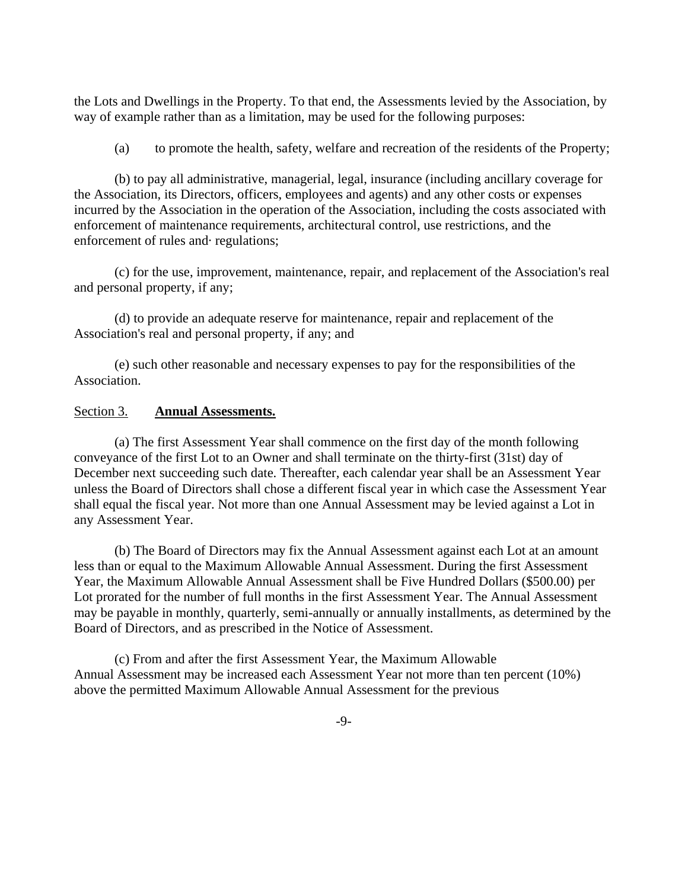the Lots and Dwellings in the Property. To that end, the Assessments levied by the Association, by way of example rather than as a limitation, may be used for the following purposes:

(a) to promote the health, safety, welfare and recreation of the residents of the Property;

(b) to pay all administrative, managerial, legal, insurance (including ancillary coverage for the Association, its Directors, officers, employees and agents) and any other costs or expenses incurred by the Association in the operation of the Association, including the costs associated with enforcement of maintenance requirements, architectural control, use restrictions, and the enforcement of rules and· regulations;

(c) for the use, improvement, maintenance, repair, and replacement of the Association's real and personal property, if any;

(d) to provide an adequate reserve for maintenance, repair and replacement of the Association's real and personal property, if any; and

(e) such other reasonable and necessary expenses to pay for the responsibilities of the Association.

Section 3. **Annual Assessments.**

(a) The first Assessment Year shall commence on the first day of the month following conveyance of the first Lot to an Owner and shall terminate on the thirty-first (31st) day of December next succeeding such date. Thereafter, each calendar year shall be an Assessment Year unless the Board of Directors shall chose a different fiscal year in which case the Assessment Year shall equal the fiscal year. Not more than one Annual Assessment may be levied against a Lot in any Assessment Year.

(b) The Board of Directors may fix the Annual Assessment against each Lot at an amount less than or equal to the Maximum Allowable Annual Assessment. During the first Assessment Year, the Maximum Allowable Annual Assessment shall be Five Hundred Dollars ($500.00) per Lot prorated for the number of full months in the first Assessment Year. The Annual Assessment may be payable in monthly, quarterly, semi-annually or annually installments, as determined by the Board of Directors, and as prescribed in the Notice of Assessment.

(c) From and after the first Assessment Year, the Maximum Allowable Annual Assessment may be increased each Assessment Year not more than ten percent (10%) above the permitted Maximum Allowable Annual Assessment for the previous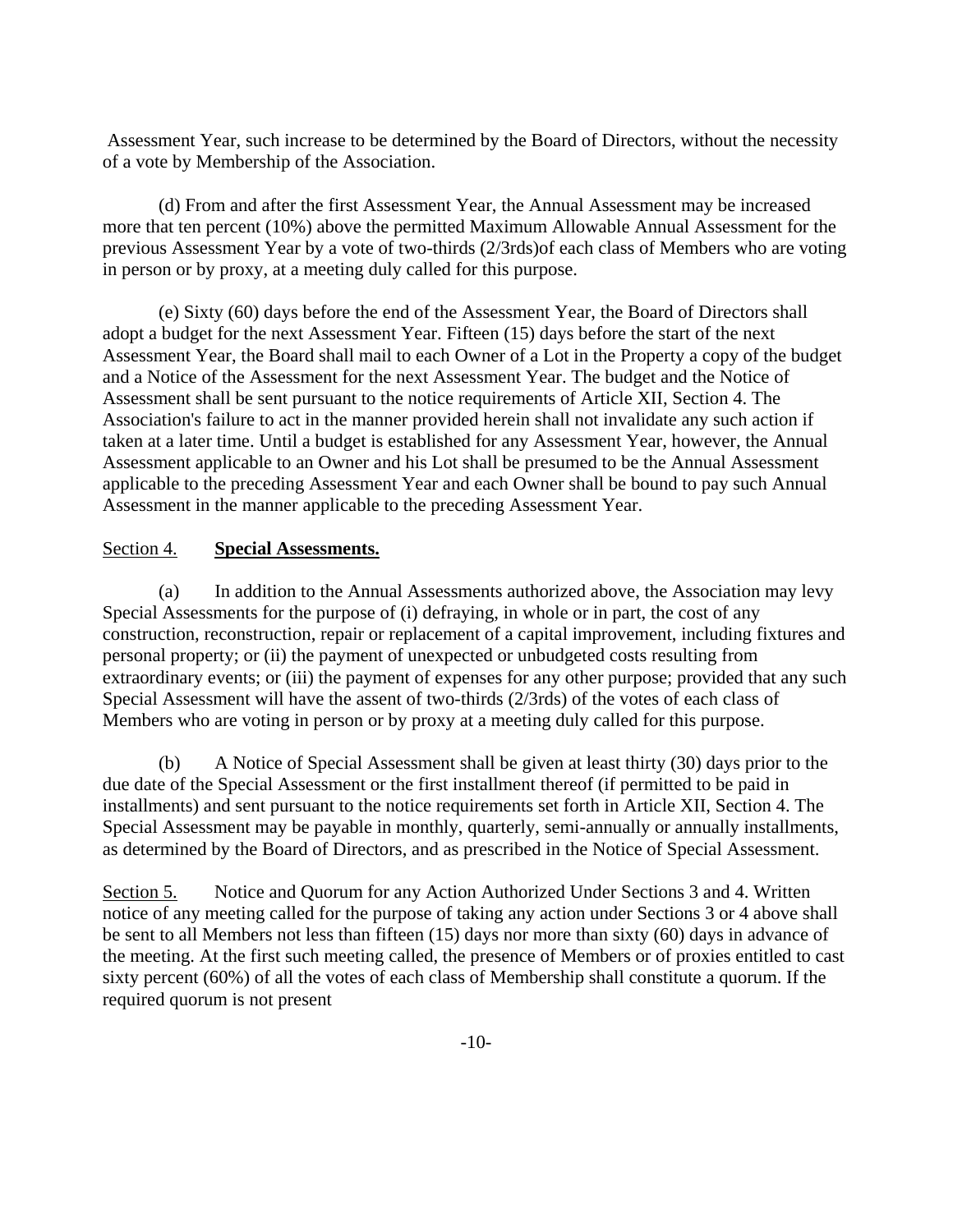Assessment Year, such increase to be determined by the Board of Directors, without the necessity of a vote by Membership of the Association.

(d) From and after the first Assessment Year, the Annual Assessment may be increased more that ten percent (10%) above the permitted Maximum Allowable Annual Assessment for the previous Assessment Year by a vote of two-thirds (2/3rds)of each class of Members who are voting in person or by proxy, at a meeting duly called for this purpose.

(e) Sixty (60) days before the end of the Assessment Year, the Board of Directors shall adopt a budget for the next Assessment Year. Fifteen (15) days before the start of the next Assessment Year, the Board shall mail to each Owner of a Lot in the Property a copy of the budget and a Notice of the Assessment for the next Assessment Year. The budget and the Notice of Assessment shall be sent pursuant to the notice requirements of Article XII, Section 4. The Association's failure to act in the manner provided herein shall not invalidate any such action if taken at a later time. Until a budget is established for any Assessment Year, however, the Annual Assessment applicable to an Owner and his Lot shall be presumed to be the Annual Assessment applicable to the preceding Assessment Year and each Owner shall be bound to pay such Annual Assessment in the manner applicable to the preceding Assessment Year.

<u>Section 4.</u> **<u>Special Assessments.</u>**

(a) In addition to the Annual Assessments authorized above, the Association may levy Special Assessments for the purpose of (i) defraying, in whole or in part, the cost of any construction, reconstruction, repair or replacement of a capital improvement, including fixtures and personal property; or (ii) the payment of unexpected or unbudgeted costs resulting from extraordinary events; or (iii) the payment of expenses for any other purpose; provided that any such Special Assessment will have the assent of two-thirds (2/3rds) of the votes of each class of Members who are voting in person or by proxy at a meeting duly called for this purpose.

(b) A Notice of Special Assessment shall be given at least thirty (30) days prior to the due date of the Special Assessment or the first installment thereof (if permitted to be paid in installments) and sent pursuant to the notice requirements set forth in Article XII, Section 4. The Special Assessment may be payable in monthly, quarterly, semi-annually or annually installments, as determined by the Board of Directors, and as prescribed in the Notice of Special Assessment.

<u>Section 5.</u> Notice and Quorum for any Action Authorized Under Sections 3 and 4. Written notice of any meeting called for the purpose of taking any action under Sections 3 or 4 above shall be sent to all Members not less than fifteen (15) days nor more than sixty (60) days in advance of the meeting. At the first such meeting called, the presence of Members or of proxies entitled to cast sixty percent (60%) of all the votes of each class of Membership shall constitute a quorum. If the required quorum is not present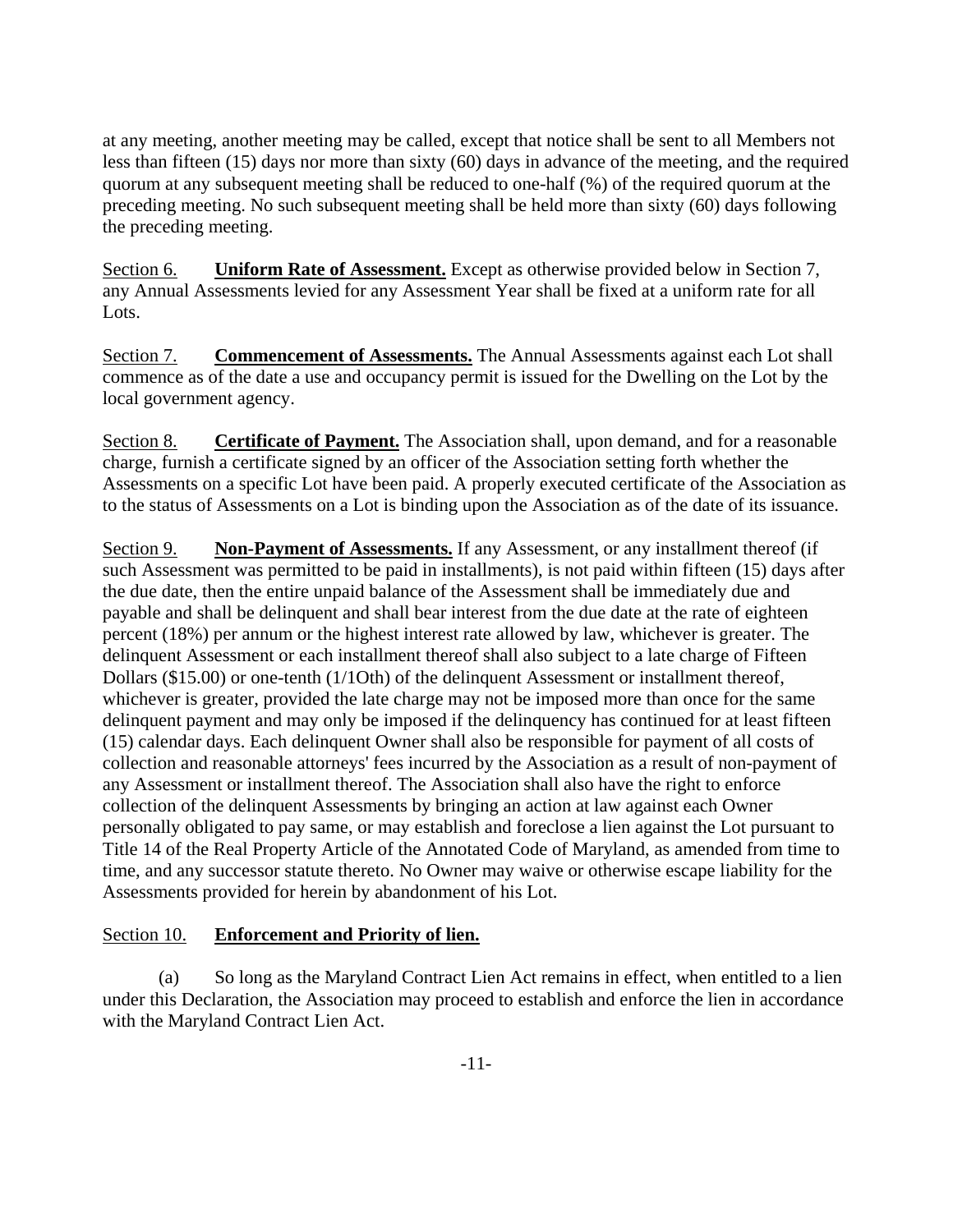at any meeting, another meeting may be called, except that notice shall be sent to all Members not less than fifteen (15) days nor more than sixty (60) days in advance of the meeting, and the required quorum at any subsequent meeting shall be reduced to one-half (%) of the required quorum at the preceding meeting. No such subsequent meeting shall be held more than sixty (60) days following the preceding meeting.

Section 6. **Uniform Rate of Assessment.** Except as otherwise provided below in Section 7, any Annual Assessments levied for any Assessment Year shall be fixed at a uniform rate for all Lots.

Section 7. **Commencement of Assessments.** The Annual Assessments against each Lot shall commence as of the date a use and occupancy permit is issued for the Dwelling on the Lot by the local government agency.

Section 8. **Certificate of Payment.** The Association shall, upon demand, and for a reasonable charge, furnish a certificate signed by an officer of the Association setting forth whether the Assessments on a specific Lot have been paid. A properly executed certificate of the Association as to the status of Assessments on a Lot is binding upon the Association as of the date of its issuance.

Section 9. **Non-Payment of Assessments.** If any Assessment, or any installment thereof (if such Assessment was permitted to be paid in installments), is not paid within fifteen (15) days after the due date, then the entire unpaid balance of the Assessment shall be immediately due and payable and shall be delinquent and shall bear interest from the due date at the rate of eighteen percent (18%) per annum or the highest interest rate allowed by law, whichever is greater. The delinquent Assessment or each installment thereof shall also subject to a late charge of Fifteen Dollars ($15.00) or one-tenth (1/1Oth) of the delinquent Assessment or installment thereof, whichever is greater, provided the late charge may not be imposed more than once for the same delinquent payment and may only be imposed if the delinquency has continued for at least fifteen (15) calendar days. Each delinquent Owner shall also be responsible for payment of all costs of collection and reasonable attorneys' fees incurred by the Association as a result of non-payment of any Assessment or installment thereof. The Association shall also have the right to enforce collection of the delinquent Assessments by bringing an action at law against each Owner personally obligated to pay same, or may establish and foreclose a lien against the Lot pursuant to Title 14 of the Real Property Article of the Annotated Code of Maryland, as amended from time to time, and any successor statute thereto. No Owner may waive or otherwise escape liability for the Assessments provided for herein by abandonment of his Lot.

Section 10. **Enforcement and Priority of lien.**

(a) So long as the Maryland Contract Lien Act remains in effect, when entitled to a lien under this Declaration, the Association may proceed to establish and enforce the lien in accordance with the Maryland Contract Lien Act.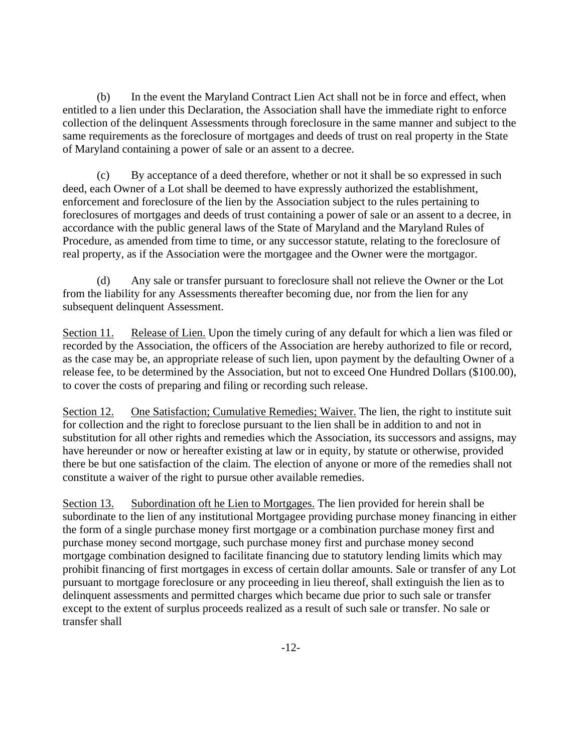(b) In the event the Maryland Contract Lien Act shall not be in force and effect, when entitled to a lien under this Declaration, the Association shall have the immediate right to enforce collection of the delinquent Assessments through foreclosure in the same manner and subject to the same requirements as the foreclosure of mortgages and deeds of trust on real property in the State of Maryland containing a power of sale or an assent to a decree.

(c) By acceptance of a deed therefore, whether or not it shall be so expressed in such deed, each Owner of a Lot shall be deemed to have expressly authorized the establishment, enforcement and foreclosure of the lien by the Association subject to the rules pertaining to foreclosures of mortgages and deeds of trust containing a power of sale or an assent to a decree, in accordance with the public general laws of the State of Maryland and the Maryland Rules of Procedure, as amended from time to time, or any successor statute, relating to the foreclosure of real property, as if the Association were the mortgagee and the Owner were the mortgagor.

(d) Any sale or transfer pursuant to foreclosure shall not relieve the Owner or the Lot from the liability for any Assessments thereafter becoming due, nor from the lien for any subsequent delinquent Assessment.

<u>Section 11.</u> <u>Release of Lien.</u> Upon the timely curing of any default for which a lien was filed or recorded by the Association, the officers of the Association are hereby authorized to file or record, as the case may be, an appropriate release of such lien, upon payment by the defaulting Owner of a release fee, to be determined by the Association, but not to exceed One Hundred Dollars ($100.00), to cover the costs of preparing and filing or recording such release.

<u>Section 12.</u> <u>One Satisfaction; Cumulative Remedies; Waiver.</u> The lien, the right to institute suit for collection and the right to foreclose pursuant to the lien shall be in addition to and not in substitution for all other rights and remedies which the Association, its successors and assigns, may have hereunder or now or hereafter existing at law or in equity, by statute or otherwise, provided there be but one satisfaction of the claim. The election of anyone or more of the remedies shall not constitute a waiver of the right to pursue other available remedies.

<u>Section 13.</u> <u>Subordination oft he Lien to Mortgages.</u> The lien provided for herein shall be subordinate to the lien of any institutional Mortgagee providing purchase money financing in either the form of a single purchase money first mortgage or a combination purchase money first and purchase money second mortgage, such purchase money first and purchase money second mortgage combination designed to facilitate financing due to statutory lending limits which may prohibit financing of first mortgages in excess of certain dollar amounts. Sale or transfer of any Lot pursuant to mortgage foreclosure or any proceeding in lieu thereof, shall extinguish the lien as to delinquent assessments and permitted charges which became due prior to such sale or transfer except to the extent of surplus proceeds realized as a result of such sale or transfer. No sale or transfer shall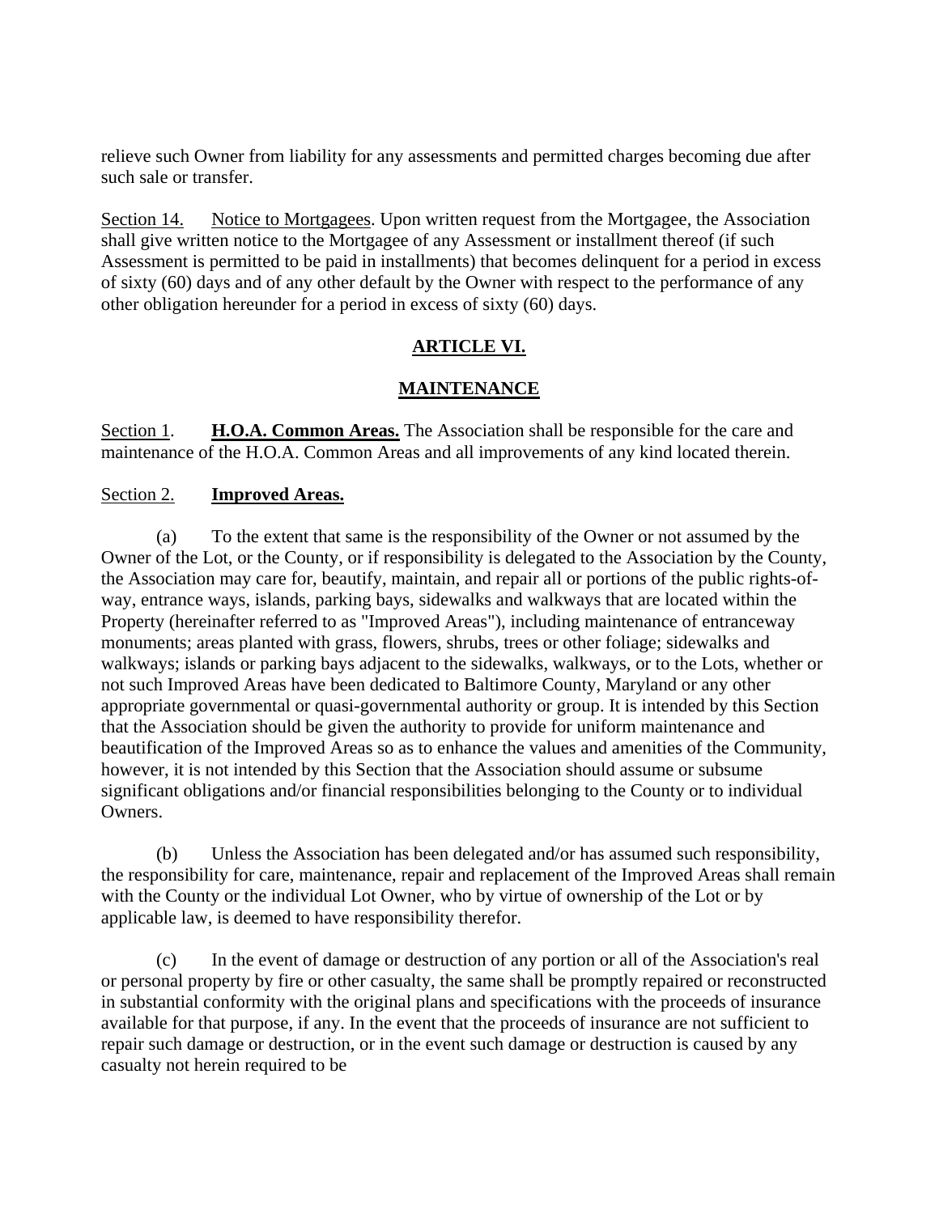relieve such Owner from liability for any assessments and permitted charges becoming due after such sale or transfer.

Section 14. Notice to Mortgagees. Upon written request from the Mortgagee, the Association shall give written notice to the Mortgagee of any Assessment or installment thereof (if such Assessment is permitted to be paid in installments) that becomes delinquent for a period in excess of sixty (60) days and of any other default by the Owner with respect to the performance of any other obligation hereunder for a period in excess of sixty (60) days.

## ARTICLE VI.

## MAINTENANCE

Section 1. **H.O.A. Common Areas.** The Association shall be responsible for the care and maintenance of the H.O.A. Common Areas and all improvements of any kind located therein.

Section 2. **Improved Areas.**

(a) To the extent that same is the responsibility of the Owner or not assumed by the Owner of the Lot, or the County, or if responsibility is delegated to the Association by the County, the Association may care for, beautify, maintain, and repair all or portions of the public rights-of-way, entrance ways, islands, parking bays, sidewalks and walkways that are located within the Property (hereinafter referred to as "Improved Areas"), including maintenance of entranceway monuments; areas planted with grass, flowers, shrubs, trees or other foliage; sidewalks and walkways; islands or parking bays adjacent to the sidewalks, walkways, or to the Lots, whether or not such Improved Areas have been dedicated to Baltimore County, Maryland or any other appropriate governmental or quasi-governmental authority or group. It is intended by this Section that the Association should be given the authority to provide for uniform maintenance and beautification of the Improved Areas so as to enhance the values and amenities of the Community, however, it is not intended by this Section that the Association should assume or subsume significant obligations and/or financial responsibilities belonging to the County or to individual Owners.

(b) Unless the Association has been delegated and/or has assumed such responsibility, the responsibility for care, maintenance, repair and replacement of the Improved Areas shall remain with the County or the individual Lot Owner, who by virtue of ownership of the Lot or by applicable law, is deemed to have responsibility therefor.

(c) In the event of damage or destruction of any portion or all of the Association's real or personal property by fire or other casualty, the same shall be promptly repaired or reconstructed in substantial conformity with the original plans and specifications with the proceeds of insurance available for that purpose, if any. In the event that the proceeds of insurance are not sufficient to repair such damage or destruction, or in the event such damage or destruction is caused by any casualty not herein required to be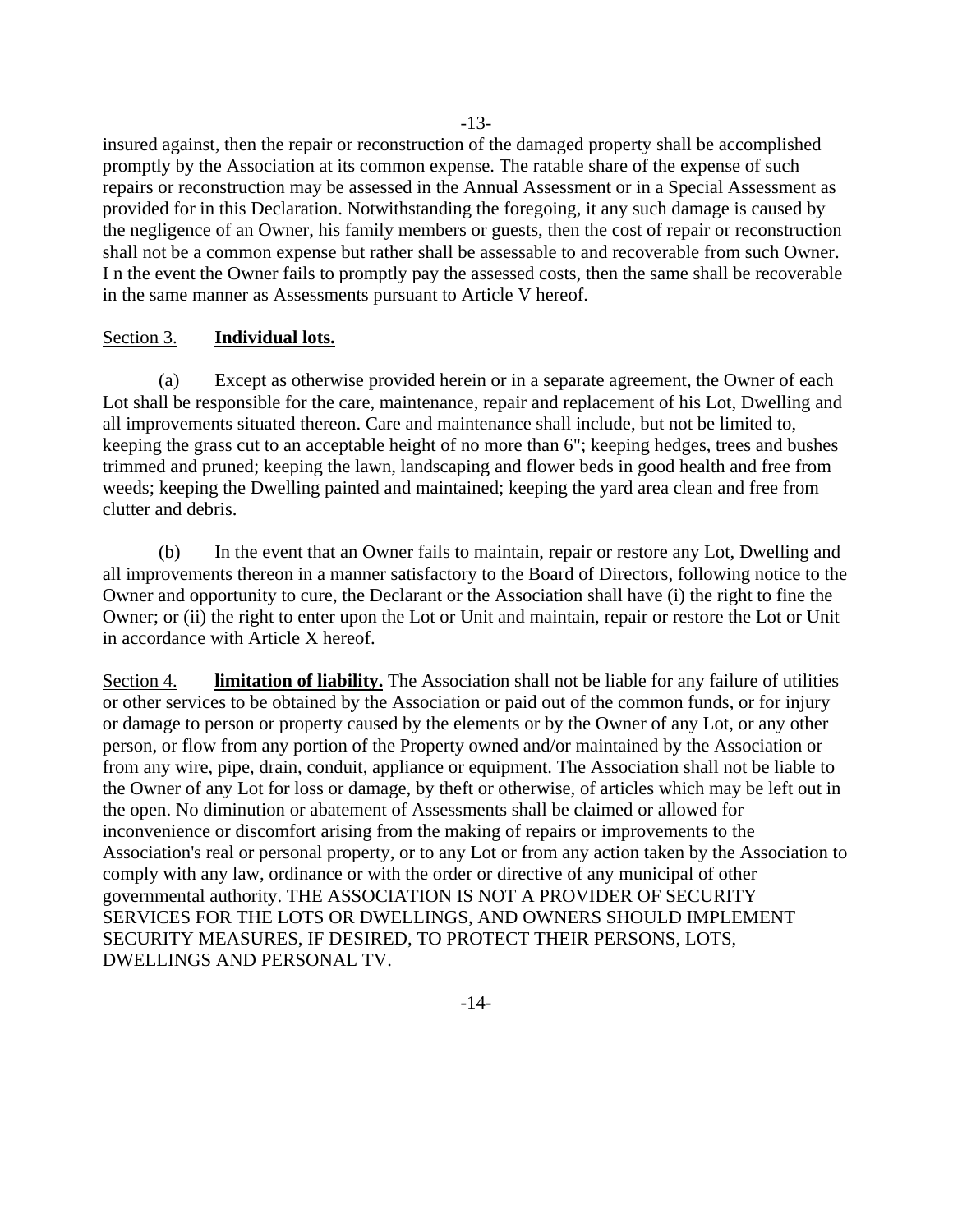insured against, then the repair or reconstruction of the damaged property shall be accomplished promptly by the Association at its common expense. The ratable share of the expense of such repairs or reconstruction may be assessed in the Annual Assessment or in a Special Assessment as provided for in this Declaration. Notwithstanding the foregoing, it any such damage is caused by the negligence of an Owner, his family members or guests, then the cost of repair or reconstruction shall not be a common expense but rather shall be assessable to and recoverable from such Owner. I n the event the Owner fails to promptly pay the assessed costs, then the same shall be recoverable in the same manner as Assessments pursuant to Article V hereof.

Section 3. **Individual lots.**

(a) Except as otherwise provided herein or in a separate agreement, the Owner of each Lot shall be responsible for the care, maintenance, repair and replacement of his Lot, Dwelling and all improvements situated thereon. Care and maintenance shall include, but not be limited to, keeping the grass cut to an acceptable height of no more than 6"; keeping hedges, trees and bushes trimmed and pruned; keeping the lawn, landscaping and flower beds in good health and free from weeds; keeping the Dwelling painted and maintained; keeping the yard area clean and free from clutter and debris.

(b) In the event that an Owner fails to maintain, repair or restore any Lot, Dwelling and all improvements thereon in a manner satisfactory to the Board of Directors, following notice to the Owner and opportunity to cure, the Declarant or the Association shall have (i) the right to fine the Owner; or (ii) the right to enter upon the Lot or Unit and maintain, repair or restore the Lot or Unit in accordance with Article X hereof.

Section 4. **limitation of liability.** The Association shall not be liable for any failure of utilities or other services to be obtained by the Association or paid out of the common funds, or for injury or damage to person or property caused by the elements or by the Owner of any Lot, or any other person, or flow from any portion of the Property owned and/or maintained by the Association or from any wire, pipe, drain, conduit, appliance or equipment. The Association shall not be liable to the Owner of any Lot for loss or damage, by theft or otherwise, of articles which may be left out in the open. No diminution or abatement of Assessments shall be claimed or allowed for inconvenience or discomfort arising from the making of repairs or improvements to the Association's real or personal property, or to any Lot or from any action taken by the Association to comply with any law, ordinance or with the order or directive of any municipal of other governmental authority. THE ASSOCIATION IS NOT A PROVIDER OF SECURITY SERVICES FOR THE LOTS OR DWELLINGS, AND OWNERS SHOULD IMPLEMENT SECURITY MEASURES, IF DESIRED, TO PROTECT THEIR PERSONS, LOTS, DWELLINGS AND PERSONAL TV.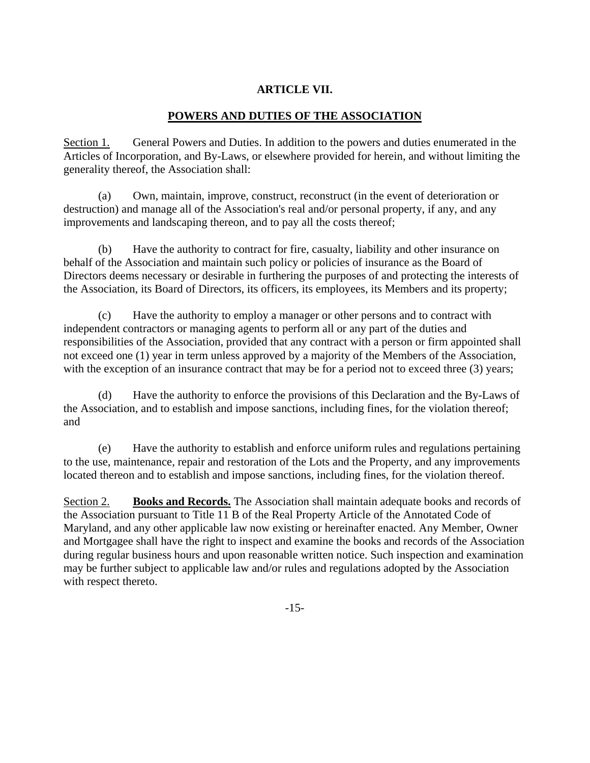# ARTICLE VII.

## POWERS AND DUTIES OF THE ASSOCIATION

Section 1. General Powers and Duties. In addition to the powers and duties enumerated in the Articles of Incorporation, and By-Laws, or elsewhere provided for herein, and without limiting the generality thereof, the Association shall:

(a) Own, maintain, improve, construct, reconstruct (in the event of deterioration or destruction) and manage all of the Association's real and/or personal property, if any, and any improvements and landscaping thereon, and to pay all the costs thereof;

(b) Have the authority to contract for fire, casualty, liability and other insurance on behalf of the Association and maintain such policy or policies of insurance as the Board of Directors deems necessary or desirable in furthering the purposes of and protecting the interests of the Association, its Board of Directors, its officers, its employees, its Members and its property;

(c) Have the authority to employ a manager or other persons and to contract with independent contractors or managing agents to perform all or any part of the duties and responsibilities of the Association, provided that any contract with a person or firm appointed shall not exceed one (1) year in term unless approved by a majority of the Members of the Association, with the exception of an insurance contract that may be for a period not to exceed three (3) years;

(d) Have the authority to enforce the provisions of this Declaration and the By-Laws of the Association, and to establish and impose sanctions, including fines, for the violation thereof; and

(e) Have the authority to establish and enforce uniform rules and regulations pertaining to the use, maintenance, repair and restoration of the Lots and the Property, and any improvements located thereon and to establish and impose sanctions, including fines, for the violation thereof.

Section 2. **Books and Records.** The Association shall maintain adequate books and records of the Association pursuant to Title 11 B of the Real Property Article of the Annotated Code of Maryland, and any other applicable law now existing or hereinafter enacted. Any Member, Owner and Mortgagee shall have the right to inspect and examine the books and records of the Association during regular business hours and upon reasonable written notice. Such inspection and examination may be further subject to applicable law and/or rules and regulations adopted by the Association with respect thereto.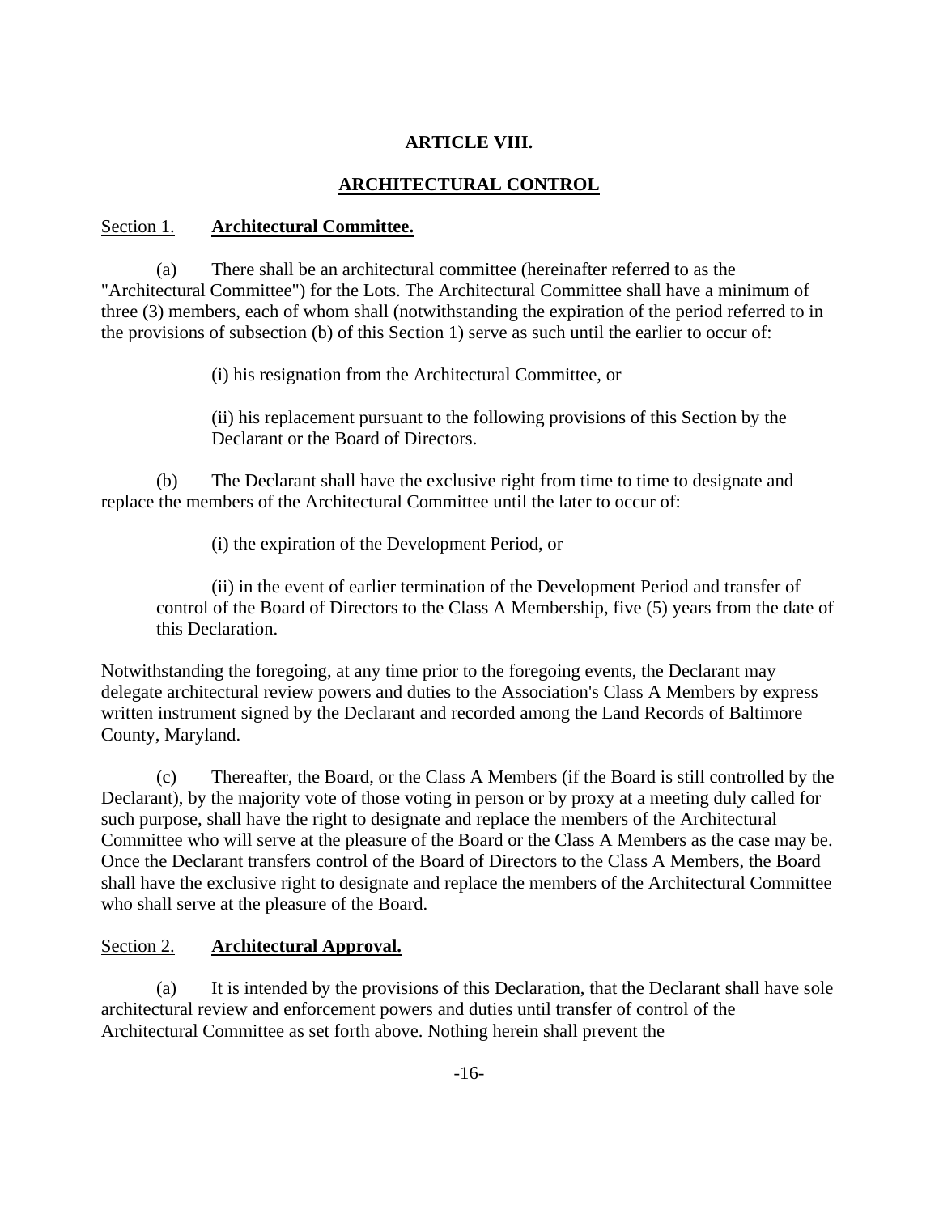## ARTICLE VIII.

## ARCHITECTURAL CONTROL

Section 1. **Architectural Committee.**

(a) There shall be an architectural committee (hereinafter referred to as the "Architectural Committee") for the Lots. The Architectural Committee shall have a minimum of three (3) members, each of whom shall (notwithstanding the expiration of the period referred to in the provisions of subsection (b) of this Section 1) serve as such until the earlier to occur of:

(i) his resignation from the Architectural Committee, or

(ii) his replacement pursuant to the following provisions of this Section by the Declarant or the Board of Directors.

(b) The Declarant shall have the exclusive right from time to time to designate and replace the members of the Architectural Committee until the later to occur of:

(i) the expiration of the Development Period, or

(ii) in the event of earlier termination of the Development Period and transfer of control of the Board of Directors to the Class A Membership, five (5) years from the date of this Declaration.

Notwithstanding the foregoing, at any time prior to the foregoing events, the Declarant may delegate architectural review powers and duties to the Association's Class A Members by express written instrument signed by the Declarant and recorded among the Land Records of Baltimore County, Maryland.

(c) Thereafter, the Board, or the Class A Members (if the Board is still controlled by the Declarant), by the majority vote of those voting in person or by proxy at a meeting duly called for such purpose, shall have the right to designate and replace the members of the Architectural Committee who will serve at the pleasure of the Board or the Class A Members as the case may be. Once the Declarant transfers control of the Board of Directors to the Class A Members, the Board shall have the exclusive right to designate and replace the members of the Architectural Committee who shall serve at the pleasure of the Board.

Section 2. **Architectural Approval.**

(a) It is intended by the provisions of this Declaration, that the Declarant shall have sole architectural review and enforcement powers and duties until transfer of control of the Architectural Committee as set forth above. Nothing herein shall prevent the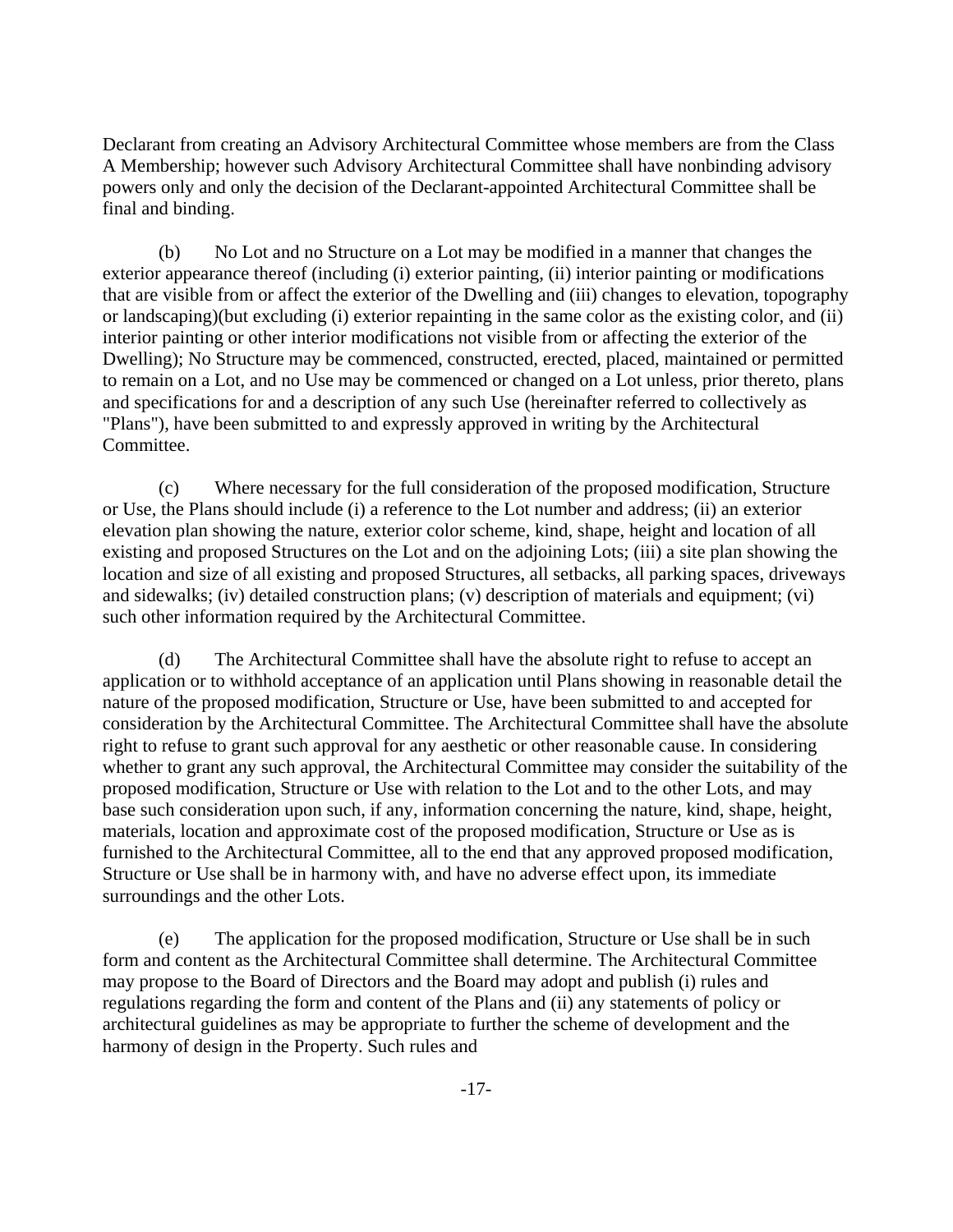Declarant from creating an Advisory Architectural Committee whose members are from the Class A Membership; however such Advisory Architectural Committee shall have nonbinding advisory powers only and only the decision of the Declarant-appointed Architectural Committee shall be final and binding.

(b) No Lot and no Structure on a Lot may be modified in a manner that changes the exterior appearance thereof (including (i) exterior painting, (ii) interior painting or modifications that are visible from or affect the exterior of the Dwelling and (iii) changes to elevation, topography or landscaping)(but excluding (i) exterior repainting in the same color as the existing color, and (ii) interior painting or other interior modifications not visible from or affecting the exterior of the Dwelling); No Structure may be commenced, constructed, erected, placed, maintained or permitted to remain on a Lot, and no Use may be commenced or changed on a Lot unless, prior thereto, plans and specifications for and a description of any such Use (hereinafter referred to collectively as "Plans"), have been submitted to and expressly approved in writing by the Architectural Committee.

(c) Where necessary for the full consideration of the proposed modification, Structure or Use, the Plans should include (i) a reference to the Lot number and address; (ii) an exterior elevation plan showing the nature, exterior color scheme, kind, shape, height and location of all existing and proposed Structures on the Lot and on the adjoining Lots; (iii) a site plan showing the location and size of all existing and proposed Structures, all setbacks, all parking spaces, driveways and sidewalks; (iv) detailed construction plans; (v) description of materials and equipment; (vi) such other information required by the Architectural Committee.

(d) The Architectural Committee shall have the absolute right to refuse to accept an application or to withhold acceptance of an application until Plans showing in reasonable detail the nature of the proposed modification, Structure or Use, have been submitted to and accepted for consideration by the Architectural Committee. The Architectural Committee shall have the absolute right to refuse to grant such approval for any aesthetic or other reasonable cause. In considering whether to grant any such approval, the Architectural Committee may consider the suitability of the proposed modification, Structure or Use with relation to the Lot and to the other Lots, and may base such consideration upon such, if any, information concerning the nature, kind, shape, height, materials, location and approximate cost of the proposed modification, Structure or Use as is furnished to the Architectural Committee, all to the end that any approved proposed modification, Structure or Use shall be in harmony with, and have no adverse effect upon, its immediate surroundings and the other Lots.

(e) The application for the proposed modification, Structure or Use shall be in such form and content as the Architectural Committee shall determine. The Architectural Committee may propose to the Board of Directors and the Board may adopt and publish (i) rules and regulations regarding the form and content of the Plans and (ii) any statements of policy or architectural guidelines as may be appropriate to further the scheme of development and the harmony of design in the Property. Such rules and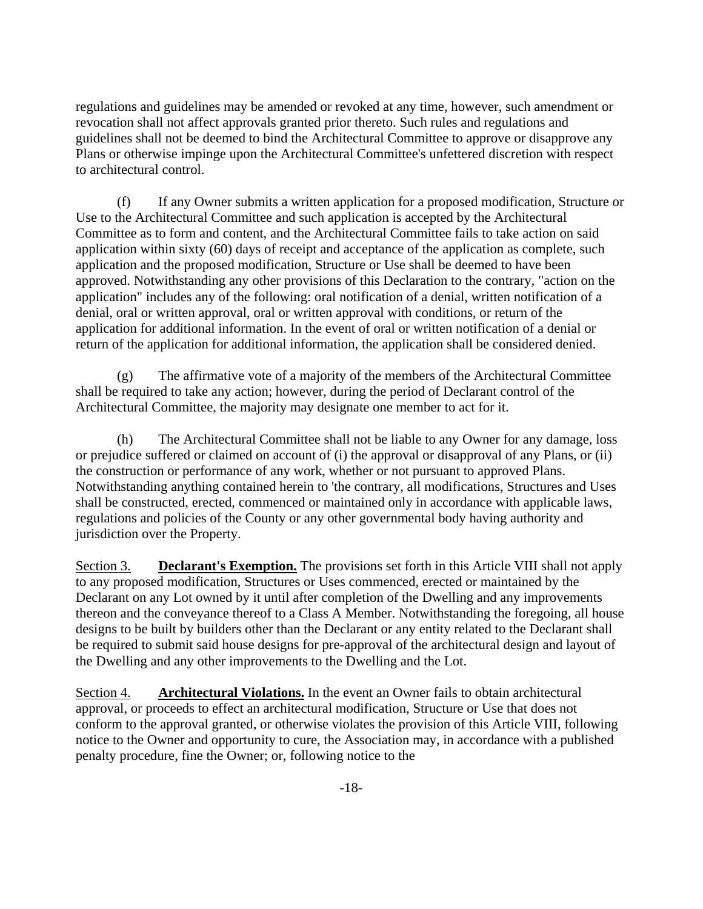regulations and guidelines may be amended or revoked at any time, however, such amendment or revocation shall not affect approvals granted prior thereto. Such rules and regulations and guidelines shall not be deemed to bind the Architectural Committee to approve or disapprove any Plans or otherwise impinge upon the Architectural Committee's unfettered discretion with respect to architectural control.

(f) If any Owner submits a written application for a proposed modification, Structure or Use to the Architectural Committee and such application is accepted by the Architectural Committee as to form and content, and the Architectural Committee fails to take action on said application within sixty (60) days of receipt and acceptance of the application as complete, such application and the proposed modification, Structure or Use shall be deemed to have been approved. Notwithstanding any other provisions of this Declaration to the contrary, "action on the application" includes any of the following: oral notification of a denial, written notification of a denial, oral or written approval, oral or written approval with conditions, or return of the application for additional information. In the event of oral or written notification of a denial or return of the application for additional information, the application shall be considered denied.

(g) The affirmative vote of a majority of the members of the Architectural Committee shall be required to take any action; however, during the period of Declarant control of the Architectural Committee, the majority may designate one member to act for it.

(h) The Architectural Committee shall not be liable to any Owner for any damage, loss or prejudice suffered or claimed on account of (i) the approval or disapproval of any Plans, or (ii) the construction or performance of any work, whether or not pursuant to approved Plans. Notwithstanding anything contained herein to 'the contrary, all modifications, Structures and Uses shall be constructed, erected, commenced or maintained only in accordance with applicable laws, regulations and policies of the County or any other governmental body having authority and jurisdiction over the Property.

Section 3. **Declarant's Exemption.** The provisions set forth in this Article VIII shall not apply to any proposed modification, Structures or Uses commenced, erected or maintained by the Declarant on any Lot owned by it until after completion of the Dwelling and any improvements thereon and the conveyance thereof to a Class A Member. Notwithstanding the foregoing, all house designs to be built by builders other than the Declarant or any entity related to the Declarant shall be required to submit said house designs for pre-approval of the architectural design and layout of the Dwelling and any other improvements to the Dwelling and the Lot.

Section 4. **Architectural Violations.** In the event an Owner fails to obtain architectural approval, or proceeds to effect an architectural modification, Structure or Use that does not conform to the approval granted, or otherwise violates the provision of this Article VIII, following notice to the Owner and opportunity to cure, the Association may, in accordance with a published penalty procedure, fine the Owner; or, following notice to the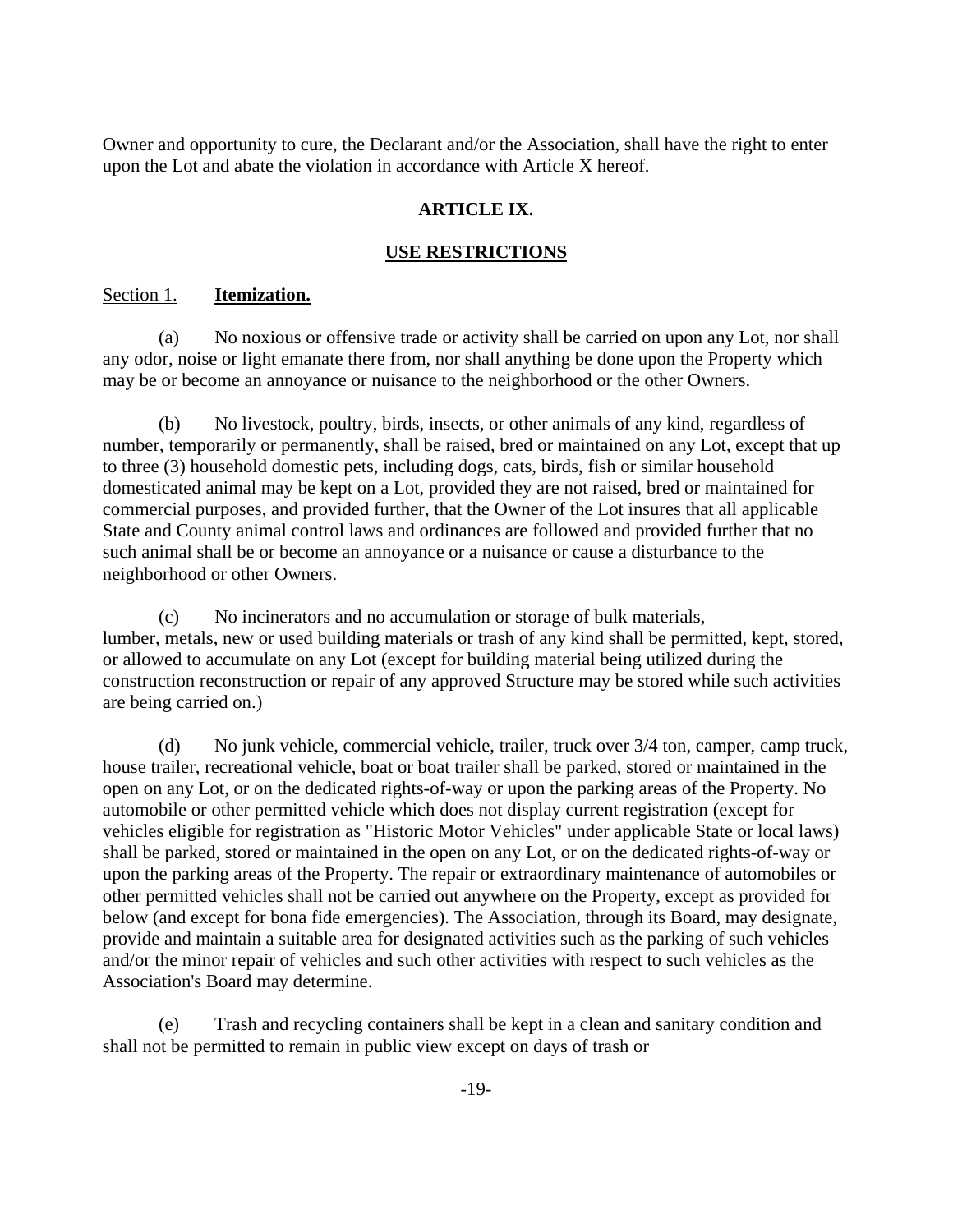Owner and opportunity to cure, the Declarant and/or the Association, shall have the right to enter upon the Lot and abate the violation in accordance with Article X hereof.

## ARTICLE IX.

## USE RESTRICTIONS

Section 1. **Itemization.**

(a) No noxious or offensive trade or activity shall be carried on upon any Lot, nor shall any odor, noise or light emanate there from, nor shall anything be done upon the Property which may be or become an annoyance or nuisance to the neighborhood or the other Owners.

(b) No livestock, poultry, birds, insects, or other animals of any kind, regardless of number, temporarily or permanently, shall be raised, bred or maintained on any Lot, except that up to three (3) household domestic pets, including dogs, cats, birds, fish or similar household domesticated animal may be kept on a Lot, provided they are not raised, bred or maintained for commercial purposes, and provided further, that the Owner of the Lot insures that all applicable State and County animal control laws and ordinances are followed and provided further that no such animal shall be or become an annoyance or a nuisance or cause a disturbance to the neighborhood or other Owners.

(c) No incinerators and no accumulation or storage of bulk materials, lumber, metals, new or used building materials or trash of any kind shall be permitted, kept, stored, or allowed to accumulate on any Lot (except for building material being utilized during the construction reconstruction or repair of any approved Structure may be stored while such activities are being carried on.)

(d) No junk vehicle, commercial vehicle, trailer, truck over 3/4 ton, camper, camp truck, house trailer, recreational vehicle, boat or boat trailer shall be parked, stored or maintained in the open on any Lot, or on the dedicated rights-of-way or upon the parking areas of the Property. No automobile or other permitted vehicle which does not display current registration (except for vehicles eligible for registration as "Historic Motor Vehicles" under applicable State or local laws) shall be parked, stored or maintained in the open on any Lot, or on the dedicated rights-of-way or upon the parking areas of the Property. The repair or extraordinary maintenance of automobiles or other permitted vehicles shall not be carried out anywhere on the Property, except as provided for below (and except for bona fide emergencies). The Association, through its Board, may designate, provide and maintain a suitable area for designated activities such as the parking of such vehicles and/or the minor repair of vehicles and such other activities with respect to such vehicles as the Association's Board may determine.

(e) Trash and recycling containers shall be kept in a clean and sanitary condition and shall not be permitted to remain in public view except on days of trash or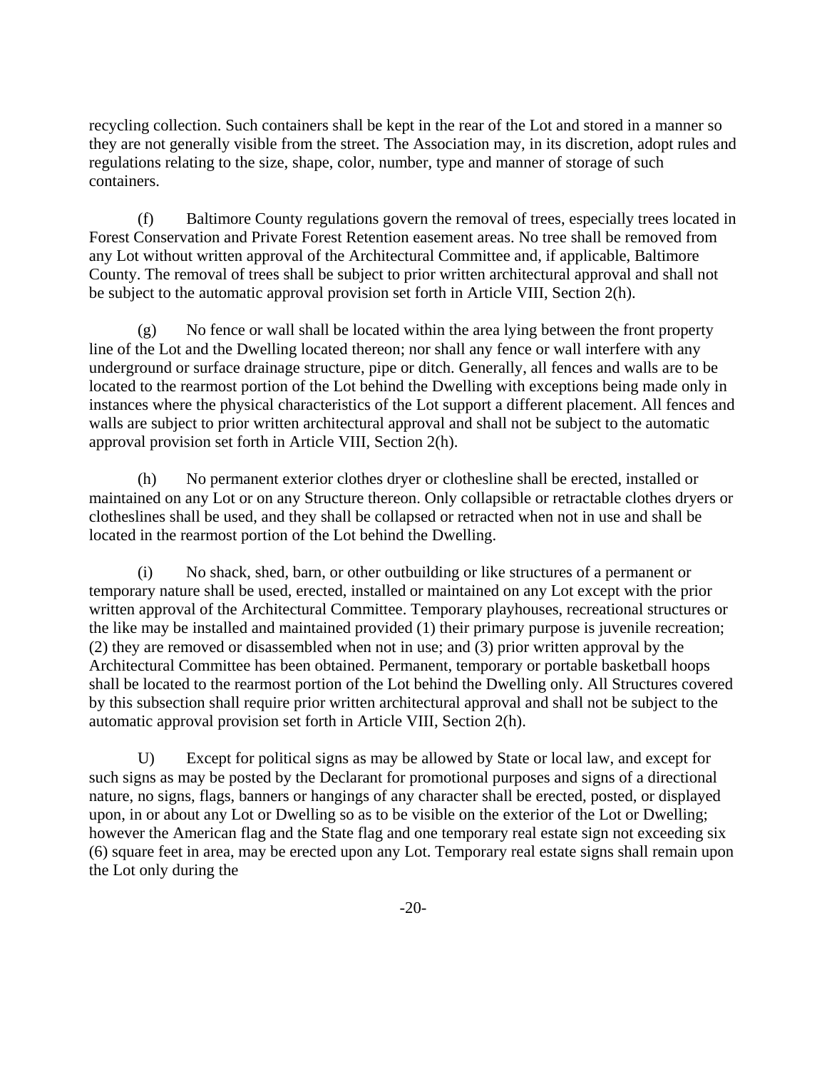recycling collection. Such containers shall be kept in the rear of the Lot and stored in a manner so they are not generally visible from the street. The Association may, in its discretion, adopt rules and regulations relating to the size, shape, color, number, type and manner of storage of such containers.

(f) Baltimore County regulations govern the removal of trees, especially trees located in Forest Conservation and Private Forest Retention easement areas. No tree shall be removed from any Lot without written approval of the Architectural Committee and, if applicable, Baltimore County. The removal of trees shall be subject to prior written architectural approval and shall not be subject to the automatic approval provision set forth in Article VIII, Section 2(h).

(g) No fence or wall shall be located within the area lying between the front property line of the Lot and the Dwelling located thereon; nor shall any fence or wall interfere with any underground or surface drainage structure, pipe or ditch. Generally, all fences and walls are to be located to the rearmost portion of the Lot behind the Dwelling with exceptions being made only in instances where the physical characteristics of the Lot support a different placement. All fences and walls are subject to prior written architectural approval and shall not be subject to the automatic approval provision set forth in Article VIII, Section 2(h).

(h) No permanent exterior clothes dryer or clothesline shall be erected, installed or maintained on any Lot or on any Structure thereon. Only collapsible or retractable clothes dryers or clotheslines shall be used, and they shall be collapsed or retracted when not in use and shall be located in the rearmost portion of the Lot behind the Dwelling.

(i) No shack, shed, barn, or other outbuilding or like structures of a permanent or temporary nature shall be used, erected, installed or maintained on any Lot except with the prior written approval of the Architectural Committee. Temporary playhouses, recreational structures or the like may be installed and maintained provided (1) their primary purpose is juvenile recreation; (2) they are removed or disassembled when not in use; and (3) prior written approval by the Architectural Committee has been obtained. Permanent, temporary or portable basketball hoops shall be located to the rearmost portion of the Lot behind the Dwelling only. All Structures covered by this subsection shall require prior written architectural approval and shall not be subject to the automatic approval provision set forth in Article VIII, Section 2(h).

U) Except for political signs as may be allowed by State or local law, and except for such signs as may be posted by the Declarant for promotional purposes and signs of a directional nature, no signs, flags, banners or hangings of any character shall be erected, posted, or displayed upon, in or about any Lot or Dwelling so as to be visible on the exterior of the Lot or Dwelling; however the American flag and the State flag and one temporary real estate sign not exceeding six (6) square feet in area, may be erected upon any Lot. Temporary real estate signs shall remain upon the Lot only during the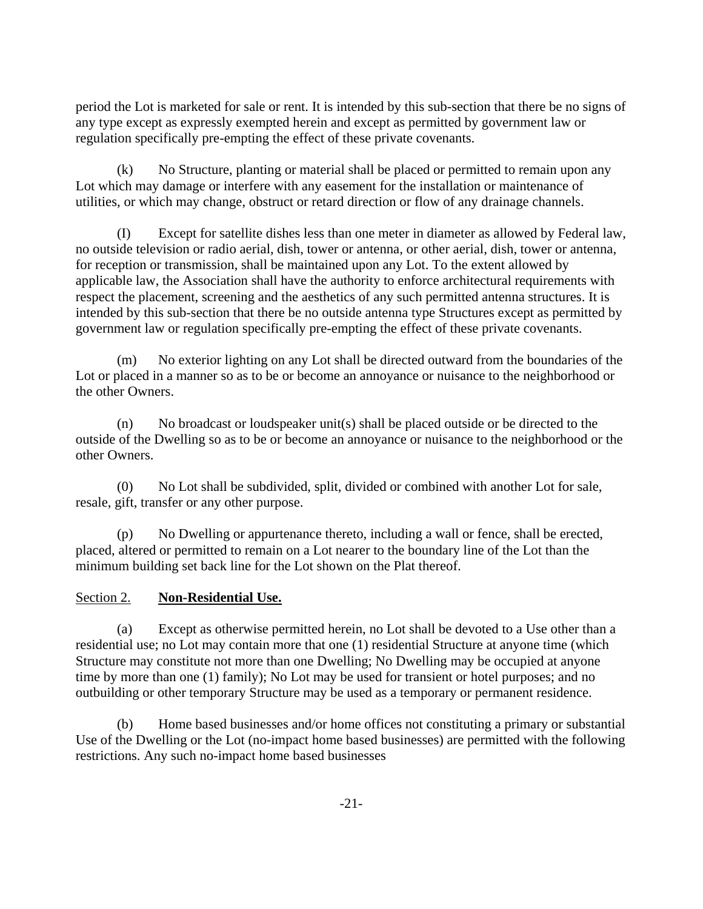period the Lot is marketed for sale or rent. It is intended by this sub-section that there be no signs of any type except as expressly exempted herein and except as permitted by government law or regulation specifically pre-empting the effect of these private covenants.

(k) No Structure, planting or material shall be placed or permitted to remain upon any Lot which may damage or interfere with any easement for the installation or maintenance of utilities, or which may change, obstruct or retard direction or flow of any drainage channels.

(I) Except for satellite dishes less than one meter in diameter as allowed by Federal law, no outside television or radio aerial, dish, tower or antenna, or other aerial, dish, tower or antenna, for reception or transmission, shall be maintained upon any Lot. To the extent allowed by applicable law, the Association shall have the authority to enforce architectural requirements with respect the placement, screening and the aesthetics of any such permitted antenna structures. It is intended by this sub-section that there be no outside antenna type Structures except as permitted by government law or regulation specifically pre-empting the effect of these private covenants.

(m) No exterior lighting on any Lot shall be directed outward from the boundaries of the Lot or placed in a manner so as to be or become an annoyance or nuisance to the neighborhood or the other Owners.

(n) No broadcast or loudspeaker unit(s) shall be placed outside or be directed to the outside of the Dwelling so as to be or become an annoyance or nuisance to the neighborhood or the other Owners.

(0) No Lot shall be subdivided, split, divided or combined with another Lot for sale, resale, gift, transfer or any other purpose.

(p) No Dwelling or appurtenance thereto, including a wall or fence, shall be erected, placed, altered or permitted to remain on a Lot nearer to the boundary line of the Lot than the minimum building set back line for the Lot shown on the Plat thereof.

<u>Section 2.</u> **<u>Non-Residential Use.</u>**

(a) Except as otherwise permitted herein, no Lot shall be devoted to a Use other than a residential use; no Lot may contain more that one (1) residential Structure at anyone time (which Structure may constitute not more than one Dwelling; No Dwelling may be occupied at anyone time by more than one (1) family); No Lot may be used for transient or hotel purposes; and no outbuilding or other temporary Structure may be used as a temporary or permanent residence.

(b) Home based businesses and/or home offices not constituting a primary or substantial Use of the Dwelling or the Lot (no-impact home based businesses) are permitted with the following restrictions. Any such no-impact home based businesses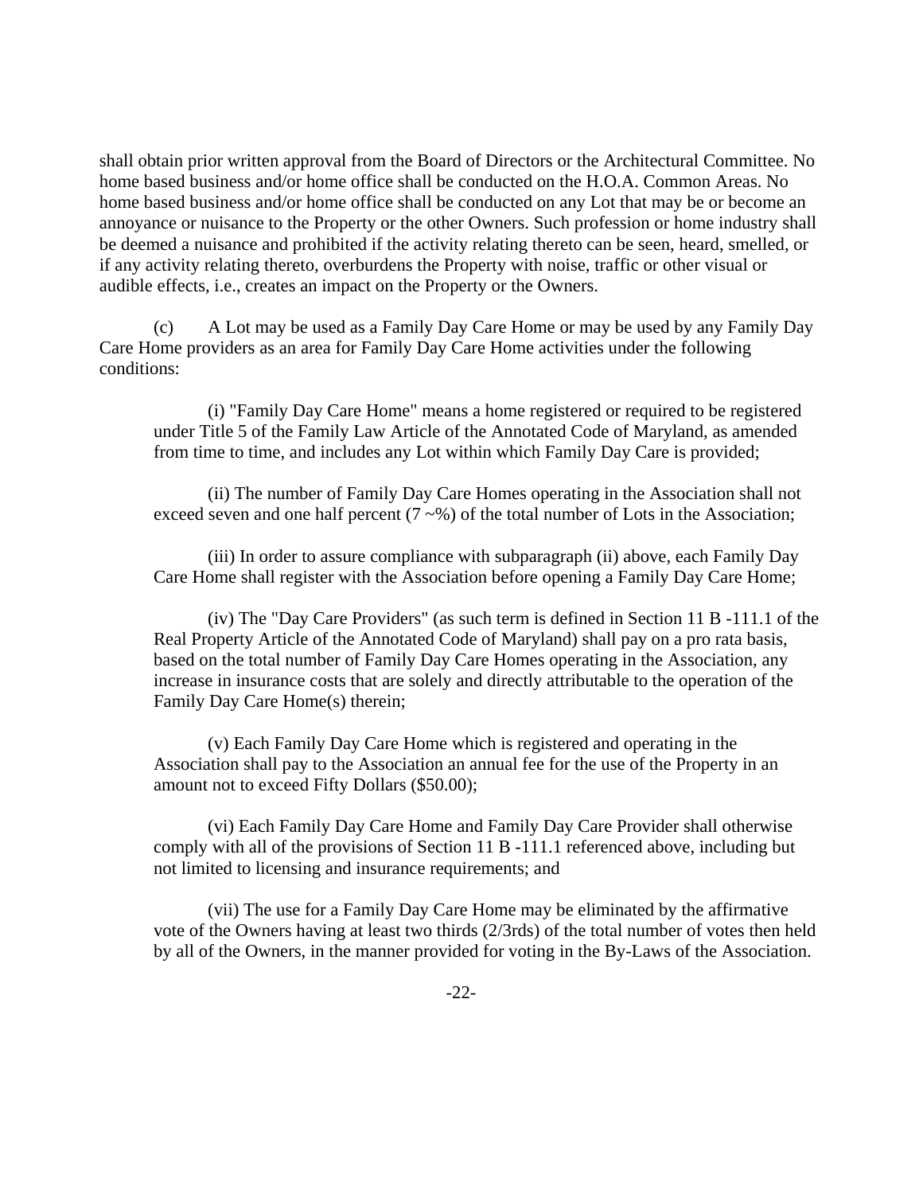shall obtain prior written approval from the Board of Directors or the Architectural Committee. No home based business and/or home office shall be conducted on the H.O.A. Common Areas. No home based business and/or home office shall be conducted on any Lot that may be or become an annoyance or nuisance to the Property or the other Owners. Such profession or home industry shall be deemed a nuisance and prohibited if the activity relating thereto can be seen, heard, smelled, or if any activity relating thereto, overburdens the Property with noise, traffic or other visual or audible effects, i.e., creates an impact on the Property or the Owners.

(c) A Lot may be used as a Family Day Care Home or may be used by any Family Day Care Home providers as an area for Family Day Care Home activities under the following conditions:

(i) "Family Day Care Home" means a home registered or required to be registered under Title 5 of the Family Law Article of the Annotated Code of Maryland, as amended from time to time, and includes any Lot within which Family Day Care is provided;

(ii) The number of Family Day Care Homes operating in the Association shall not exceed seven and one half percent (7 ~%) of the total number of Lots in the Association;

(iii) In order to assure compliance with subparagraph (ii) above, each Family Day Care Home shall register with the Association before opening a Family Day Care Home;

(iv) The "Day Care Providers" (as such term is defined in Section 11 B -111.1 of the Real Property Article of the Annotated Code of Maryland) shall pay on a pro rata basis, based on the total number of Family Day Care Homes operating in the Association, any increase in insurance costs that are solely and directly attributable to the operation of the Family Day Care Home(s) therein;

(v) Each Family Day Care Home which is registered and operating in the Association shall pay to the Association an annual fee for the use of the Property in an amount not to exceed Fifty Dollars ($50.00);

(vi) Each Family Day Care Home and Family Day Care Provider shall otherwise comply with all of the provisions of Section 11 B -111.1 referenced above, including but not limited to licensing and insurance requirements; and

(vii) The use for a Family Day Care Home may be eliminated by the affirmative vote of the Owners having at least two thirds (2/3rds) of the total number of votes then held by all of the Owners, in the manner provided for voting in the By-Laws of the Association.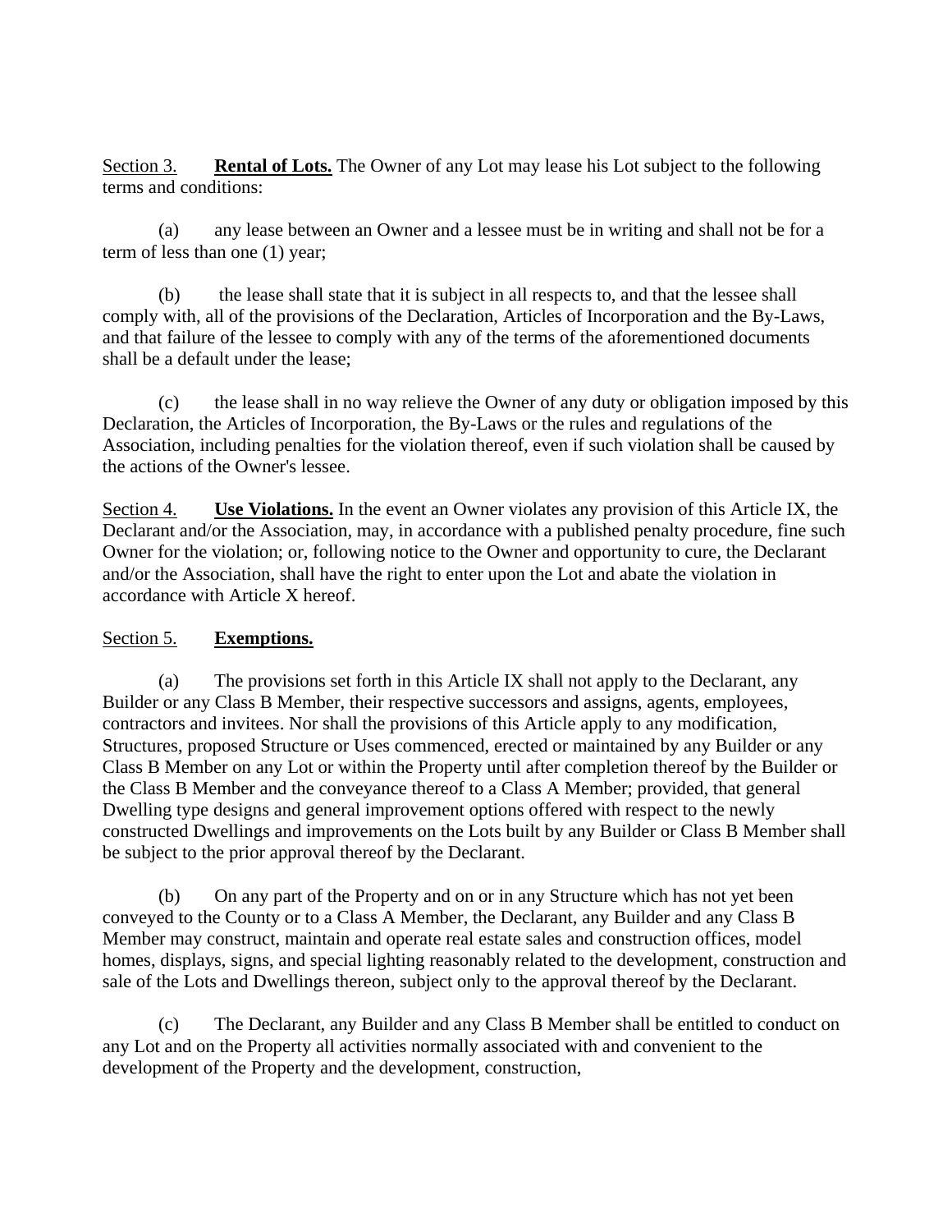Section 3. **Rental of Lots.** The Owner of any Lot may lease his Lot subject to the following terms and conditions:

(a) any lease between an Owner and a lessee must be in writing and shall not be for a term of less than one (1) year;

(b) the lease shall state that it is subject in all respects to, and that the lessee shall comply with, all of the provisions of the Declaration, Articles of Incorporation and the By-Laws, and that failure of the lessee to comply with any of the terms of the aforementioned documents shall be a default under the lease;

(c) the lease shall in no way relieve the Owner of any duty or obligation imposed by this Declaration, the Articles of Incorporation, the By-Laws or the rules and regulations of the Association, including penalties for the violation thereof, even if such violation shall be caused by the actions of the Owner's lessee.

Section 4. **Use Violations.** In the event an Owner violates any provision of this Article IX, the Declarant and/or the Association, may, in accordance with a published penalty procedure, fine such Owner for the violation; or, following notice to the Owner and opportunity to cure, the Declarant and/or the Association, shall have the right to enter upon the Lot and abate the violation in accordance with Article X hereof.

Section 5. **Exemptions.**

(a) The provisions set forth in this Article IX shall not apply to the Declarant, any Builder or any Class B Member, their respective successors and assigns, agents, employees, contractors and invitees. Nor shall the provisions of this Article apply to any modification, Structures, proposed Structure or Uses commenced, erected or maintained by any Builder or any Class B Member on any Lot or within the Property until after completion thereof by the Builder or the Class B Member and the conveyance thereof to a Class A Member; provided, that general Dwelling type designs and general improvement options offered with respect to the newly constructed Dwellings and improvements on the Lots built by any Builder or Class B Member shall be subject to the prior approval thereof by the Declarant.

(b) On any part of the Property and on or in any Structure which has not yet been conveyed to the County or to a Class A Member, the Declarant, any Builder and any Class B Member may construct, maintain and operate real estate sales and construction offices, model homes, displays, signs, and special lighting reasonably related to the development, construction and sale of the Lots and Dwellings thereon, subject only to the approval thereof by the Declarant.

(c) The Declarant, any Builder and any Class B Member shall be entitled to conduct on any Lot and on the Property all activities normally associated with and convenient to the development of the Property and the development, construction,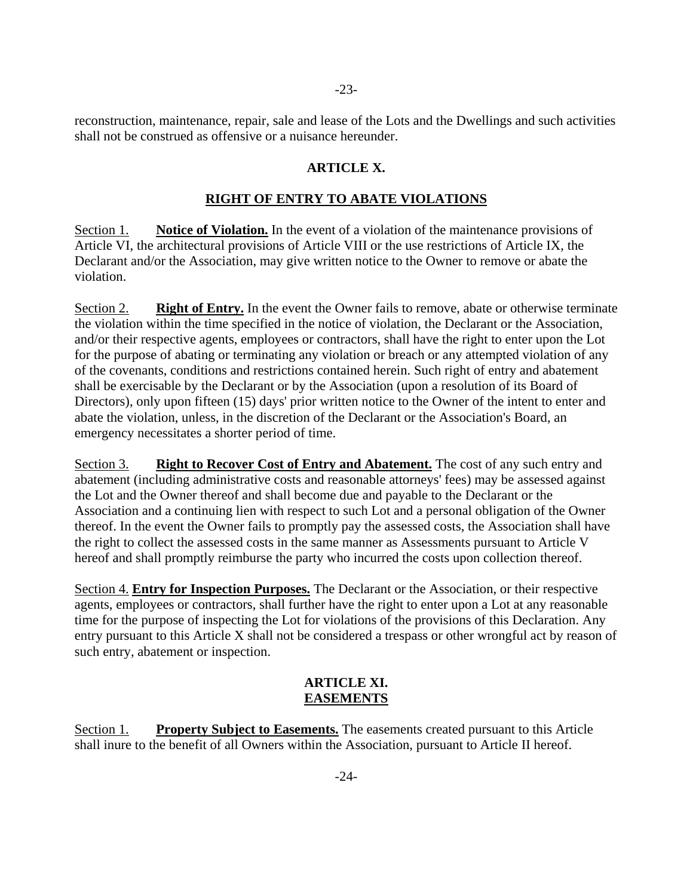reconstruction, maintenance, repair, sale and lease of the Lots and the Dwellings and such activities shall not be construed as offensive or a nuisance hereunder.

## ARTICLE X.

## RIGHT OF ENTRY TO ABATE VIOLATIONS

Section 1. **Notice of Violation.** In the event of a violation of the maintenance provisions of Article VI, the architectural provisions of Article VIII or the use restrictions of Article IX, the Declarant and/or the Association, may give written notice to the Owner to remove or abate the violation.

Section 2. **Right of Entry.** In the event the Owner fails to remove, abate or otherwise terminate the violation within the time specified in the notice of violation, the Declarant or the Association, and/or their respective agents, employees or contractors, shall have the right to enter upon the Lot for the purpose of abating or terminating any violation or breach or any attempted violation of any of the covenants, conditions and restrictions contained herein. Such right of entry and abatement shall be exercisable by the Declarant or by the Association (upon a resolution of its Board of Directors), only upon fifteen (15) days' prior written notice to the Owner of the intent to enter and abate the violation, unless, in the discretion of the Declarant or the Association's Board, an emergency necessitates a shorter period of time.

Section 3. **Right to Recover Cost of Entry and Abatement.** The cost of any such entry and abatement (including administrative costs and reasonable attorneys' fees) may be assessed against the Lot and the Owner thereof and shall become due and payable to the Declarant or the Association and a continuing lien with respect to such Lot and a personal obligation of the Owner thereof. In the event the Owner fails to promptly pay the assessed costs, the Association shall have the right to collect the assessed costs in the same manner as Assessments pursuant to Article V hereof and shall promptly reimburse the party who incurred the costs upon collection thereof.

Section 4. **Entry for Inspection Purposes.** The Declarant or the Association, or their respective agents, employees or contractors, shall further have the right to enter upon a Lot at any reasonable time for the purpose of inspecting the Lot for violations of the provisions of this Declaration. Any entry pursuant to this Article X shall not be considered a trespass or other wrongful act by reason of such entry, abatement or inspection.

## ARTICLE XI.
## EASEMENTS

Section 1. **Property Subject to Easements.** The easements created pursuant to this Article shall inure to the benefit of all Owners within the Association, pursuant to Article II hereof.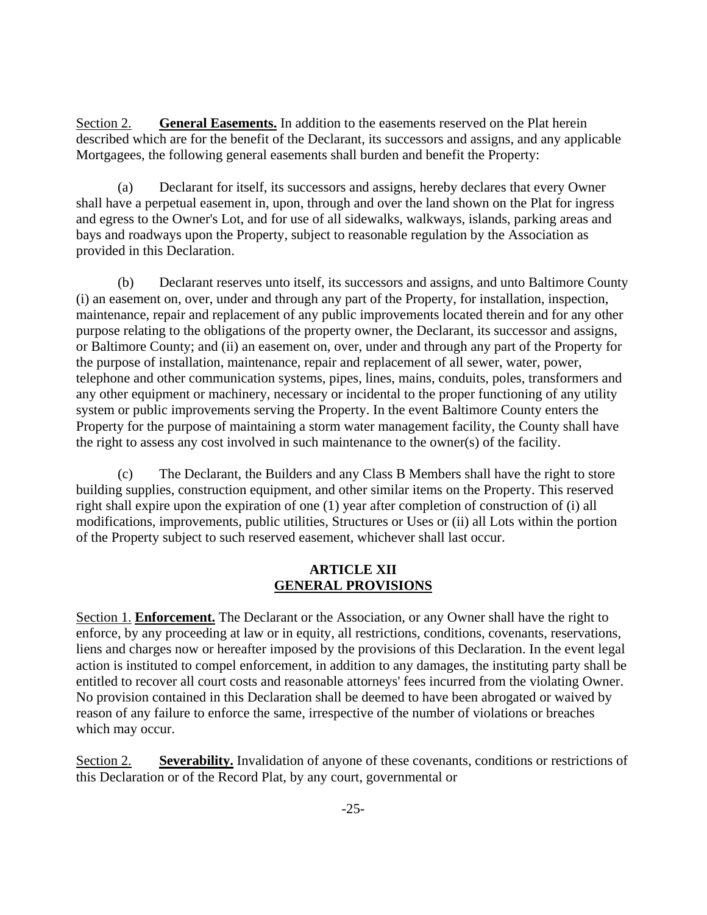Section 2. **General Easements.** In addition to the easements reserved on the Plat herein described which are for the benefit of the Declarant, its successors and assigns, and any applicable Mortgagees, the following general easements shall burden and benefit the Property:

(a) Declarant for itself, its successors and assigns, hereby declares that every Owner shall have a perpetual easement in, upon, through and over the land shown on the Plat for ingress and egress to the Owner's Lot, and for use of all sidewalks, walkways, islands, parking areas and bays and roadways upon the Property, subject to reasonable regulation by the Association as provided in this Declaration.

(b) Declarant reserves unto itself, its successors and assigns, and unto Baltimore County (i) an easement on, over, under and through any part of the Property, for installation, inspection, maintenance, repair and replacement of any public improvements located therein and for any other purpose relating to the obligations of the property owner, the Declarant, its successor and assigns, or Baltimore County; and (ii) an easement on, over, under and through any part of the Property for the purpose of installation, maintenance, repair and replacement of all sewer, water, power, telephone and other communication systems, pipes, lines, mains, conduits, poles, transformers and any other equipment or machinery, necessary or incidental to the proper functioning of any utility system or public improvements serving the Property. In the event Baltimore County enters the Property for the purpose of maintaining a storm water management facility, the County shall have the right to assess any cost involved in such maintenance to the owner(s) of the facility.

(c) The Declarant, the Builders and any Class B Members shall have the right to store building supplies, construction equipment, and other similar items on the Property. This reserved right shall expire upon the expiration of one (1) year after completion of construction of (i) all modifications, improvements, public utilities, Structures or Uses or (ii) all Lots within the portion of the Property subject to such reserved easement, whichever shall last occur.

## ARTICLE XII
## GENERAL PROVISIONS

Section 1. **Enforcement.** The Declarant or the Association, or any Owner shall have the right to enforce, by any proceeding at law or in equity, all restrictions, conditions, covenants, reservations, liens and charges now or hereafter imposed by the provisions of this Declaration. In the event legal action is instituted to compel enforcement, in addition to any damages, the instituting party shall be entitled to recover all court costs and reasonable attorneys' fees incurred from the violating Owner. No provision contained in this Declaration shall be deemed to have been abrogated or waived by reason of any failure to enforce the same, irrespective of the number of violations or breaches which may occur.

Section 2. **Severability.** Invalidation of anyone of these covenants, conditions or restrictions of this Declaration or of the Record Plat, by any court, governmental or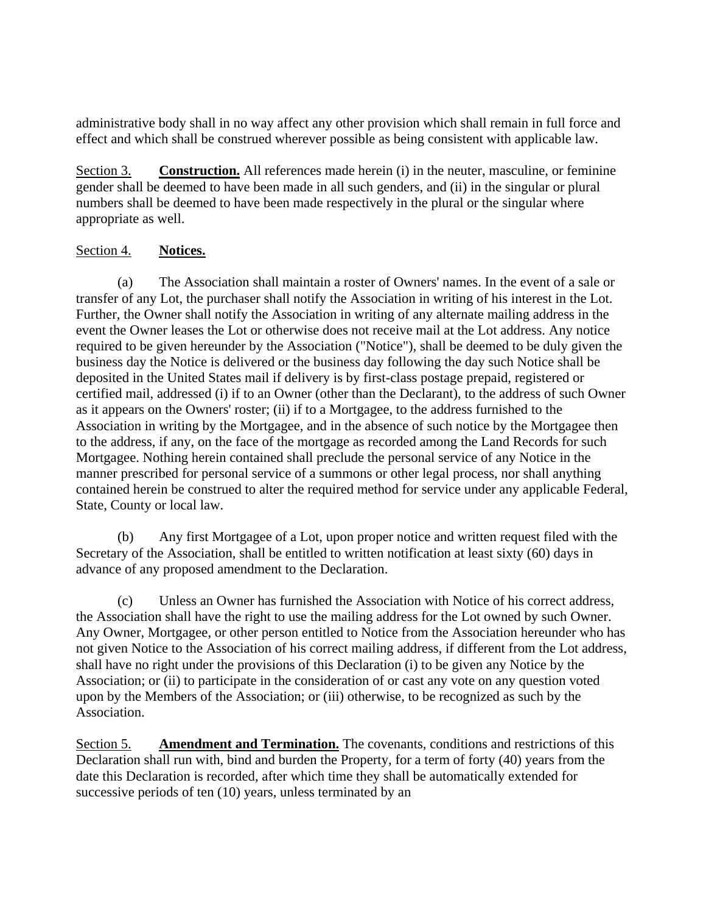administrative body shall in no way affect any other provision which shall remain in full force and effect and which shall be construed wherever possible as being consistent with applicable law.

Section 3. **Construction.** All references made herein (i) in the neuter, masculine, or feminine gender shall be deemed to have been made in all such genders, and (ii) in the singular or plural numbers shall be deemed to have been made respectively in the plural or the singular where appropriate as well.

Section 4. **Notices.**

(a) The Association shall maintain a roster of Owners' names. In the event of a sale or transfer of any Lot, the purchaser shall notify the Association in writing of his interest in the Lot. Further, the Owner shall notify the Association in writing of any alternate mailing address in the event the Owner leases the Lot or otherwise does not receive mail at the Lot address. Any notice required to be given hereunder by the Association ("Notice"), shall be deemed to be duly given the business day the Notice is delivered or the business day following the day such Notice shall be deposited in the United States mail if delivery is by first-class postage prepaid, registered or certified mail, addressed (i) if to an Owner (other than the Declarant), to the address of such Owner as it appears on the Owners' roster; (ii) if to a Mortgagee, to the address furnished to the Association in writing by the Mortgagee, and in the absence of such notice by the Mortgagee then to the address, if any, on the face of the mortgage as recorded among the Land Records for such Mortgagee. Nothing herein contained shall preclude the personal service of any Notice in the manner prescribed for personal service of a summons or other legal process, nor shall anything contained herein be construed to alter the required method for service under any applicable Federal, State, County or local law.

(b) Any first Mortgagee of a Lot, upon proper notice and written request filed with the Secretary of the Association, shall be entitled to written notification at least sixty (60) days in advance of any proposed amendment to the Declaration.

(c) Unless an Owner has furnished the Association with Notice of his correct address, the Association shall have the right to use the mailing address for the Lot owned by such Owner. Any Owner, Mortgagee, or other person entitled to Notice from the Association hereunder who has not given Notice to the Association of his correct mailing address, if different from the Lot address, shall have no right under the provisions of this Declaration (i) to be given any Notice by the Association; or (ii) to participate in the consideration of or cast any vote on any question voted upon by the Members of the Association; or (iii) otherwise, to be recognized as such by the Association.

Section 5. **Amendment and Termination.** The covenants, conditions and restrictions of this Declaration shall run with, bind and burden the Property, for a term of forty (40) years from the date this Declaration is recorded, after which time they shall be automatically extended for successive periods of ten (10) years, unless terminated by an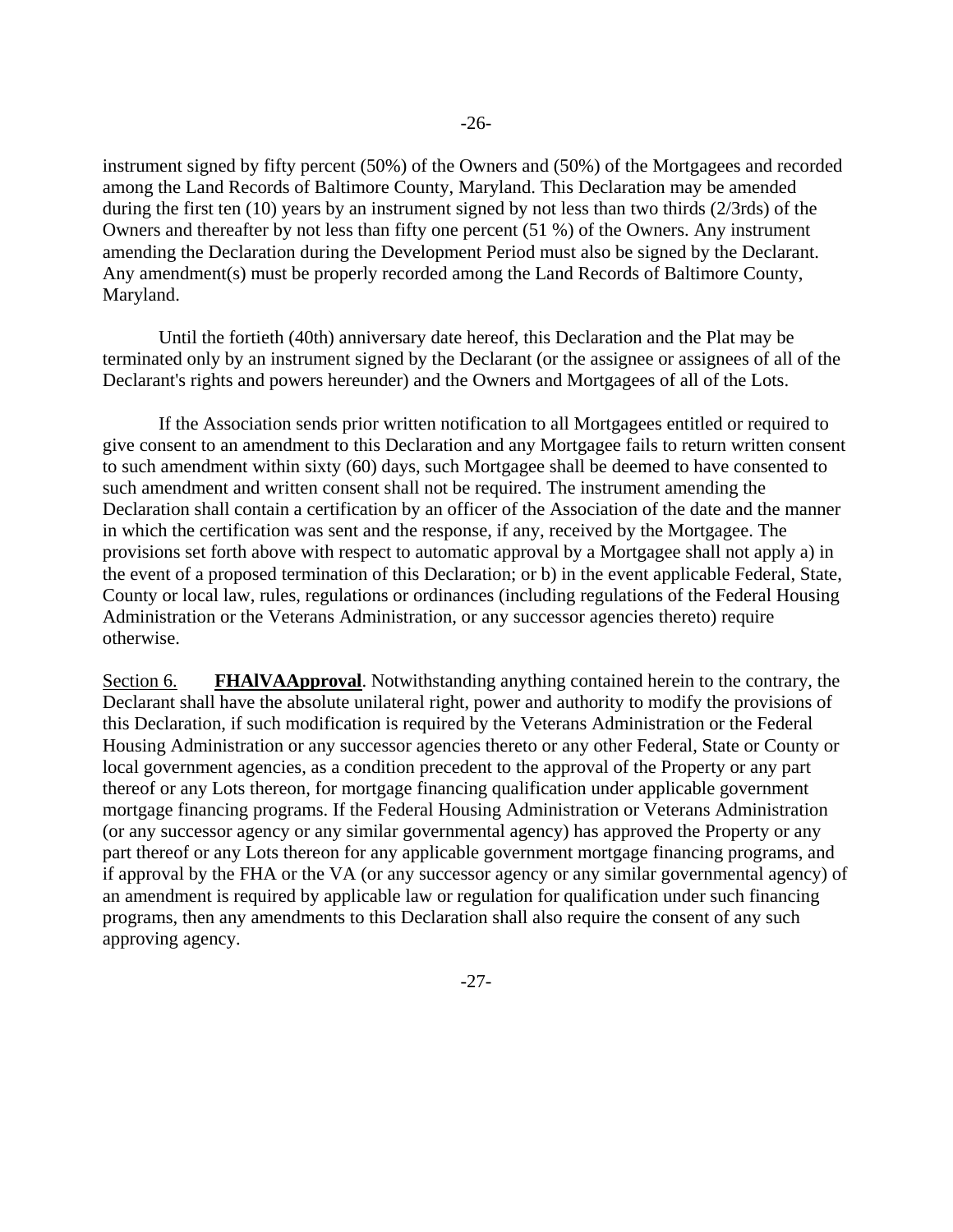instrument signed by fifty percent (50%) of the Owners and (50%) of the Mortgagees and recorded among the Land Records of Baltimore County, Maryland. This Declaration may be amended during the first ten (10) years by an instrument signed by not less than two thirds (2/3rds) of the Owners and thereafter by not less than fifty one percent (51 %) of the Owners. Any instrument amending the Declaration during the Development Period must also be signed by the Declarant. Any amendment(s) must be properly recorded among the Land Records of Baltimore County, Maryland.

Until the fortieth (40th) anniversary date hereof, this Declaration and the Plat may be terminated only by an instrument signed by the Declarant (or the assignee or assignees of all of the Declarant's rights and powers hereunder) and the Owners and Mortgagees of all of the Lots.

If the Association sends prior written notification to all Mortgagees entitled or required to give consent to an amendment to this Declaration and any Mortgagee fails to return written consent to such amendment within sixty (60) days, such Mortgagee shall be deemed to have consented to such amendment and written consent shall not be required. The instrument amending the Declaration shall contain a certification by an officer of the Association of the date and the manner in which the certification was sent and the response, if any, received by the Mortgagee. The provisions set forth above with respect to automatic approval by a Mortgagee shall not apply a) in the event of a proposed termination of this Declaration; or b) in the event applicable Federal, State, County or local law, rules, regulations or ordinances (including regulations of the Federal Housing Administration or the Veterans Administration, or any successor agencies thereto) require otherwise.

Section 6. **FHAlVAApproval**. Notwithstanding anything contained herein to the contrary, the Declarant shall have the absolute unilateral right, power and authority to modify the provisions of this Declaration, if such modification is required by the Veterans Administration or the Federal Housing Administration or any successor agencies thereto or any other Federal, State or County or local government agencies, as a condition precedent to the approval of the Property or any part thereof or any Lots thereon, for mortgage financing qualification under applicable government mortgage financing programs. If the Federal Housing Administration or Veterans Administration (or any successor agency or any similar governmental agency) has approved the Property or any part thereof or any Lots thereon for any applicable government mortgage financing programs, and if approval by the FHA or the VA (or any successor agency or any similar governmental agency) of an amendment is required by applicable law or regulation for qualification under such financing programs, then any amendments to this Declaration shall also require the consent of any such approving agency.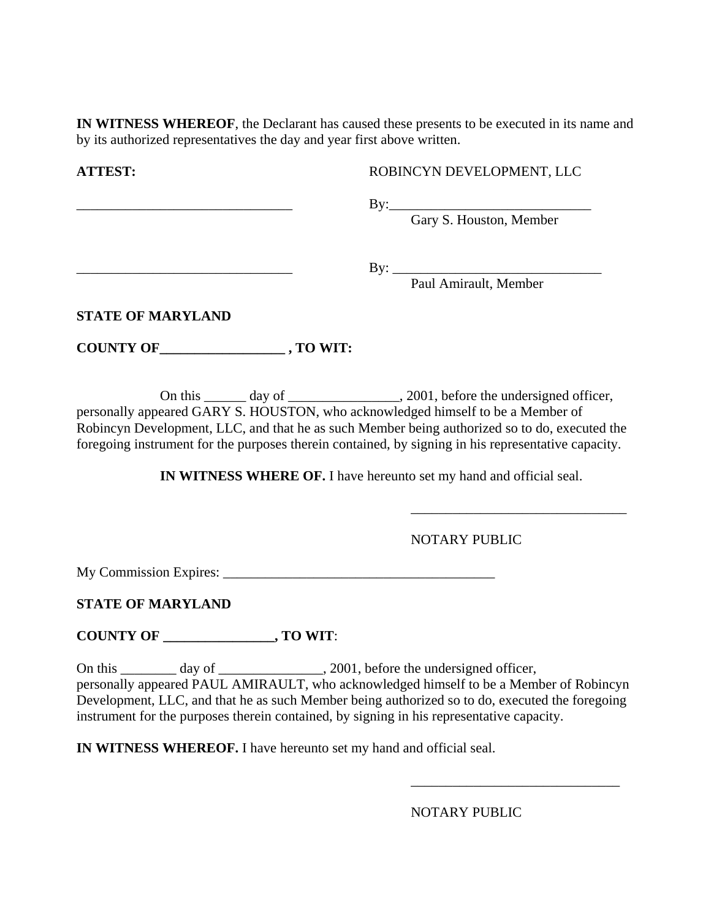**IN WITNESS WHEREOF**, the Declarant has caused these presents to be executed in its name and by its authorized representatives the day and year first above written.

**ATTEST:** ROBINCYN DEVELOPMENT, LLC

_______________________________ By:_____________________________
Gary S. Houston, Member

_______________________________ By: ______________________________
Paul Amirault, Member

**STATE OF MARYLAND**

**COUNTY OF_________________ , TO WIT:**

On this ______ day of ________________, 2001, before the undersigned officer, personally appeared GARY S. HOUSTON, who acknowledged himself to be a Member of Robincyn Development, LLC, and that he as such Member being authorized so to do, executed the foregoing instrument for the purposes therein contained, by signing in his representative capacity.

**IN WITNESS WHERE OF.** I have hereunto set my hand and official seal.

_______________________________

NOTARY PUBLIC

My Commission Expires: ________________________________________

**STATE OF MARYLAND**

**COUNTY OF ________________, TO WIT**:

On this ________ day of _______________, 2001, before the undersigned officer, personally appeared PAUL AMIRAULT, who acknowledged himself to be a Member of Robincyn Development, LLC, and that he as such Member being authorized so to do, executed the foregoing instrument for the purposes therein contained, by signing in his representative capacity.

**IN WITNESS WHEREOF.** I have hereunto set my hand and official seal.

______________________________

NOTARY PUBLIC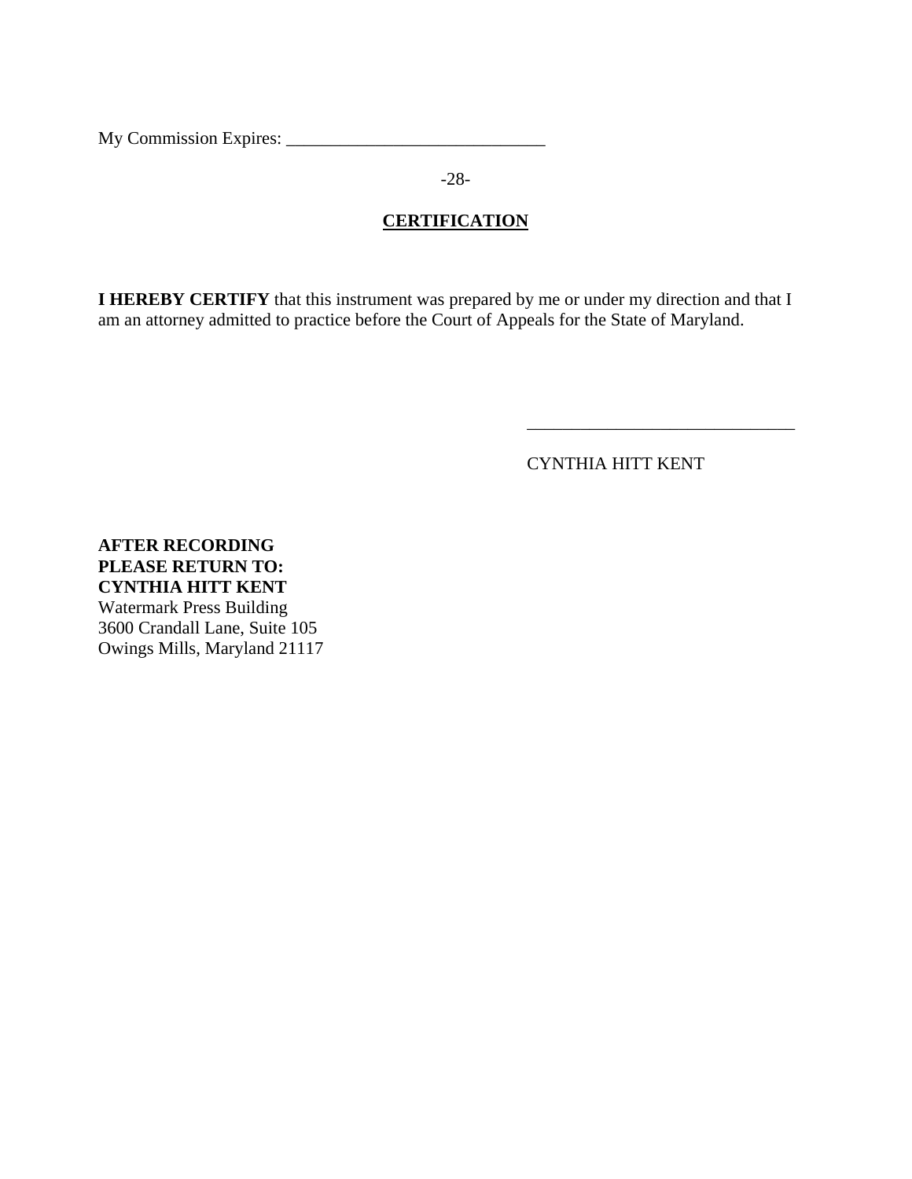My Commission Expires: \_\_\_\_\_\_\_\_\_\_\_\_\_\_\_\_\_\_\_\_\_\_\_\_\_\_\_\_\_\_

## CERTIFICATION

**I HEREBY CERTIFY** that this instrument was prepared by me or under my direction and that I am an attorney admitted to practice before the Court of Appeals for the State of Maryland.

\_\_\_\_\_\_\_\_\_\_\_\_\_\_\_\_\_\_\_\_\_\_\_\_\_\_\_\_\_\_

CYNTHIA HITT KENT

**AFTER RECORDING**
**PLEASE RETURN TO:**
**CYNTHIA HITT KENT**
Watermark Press Building
3600 Crandall Lane, Suite 105
Owings Mills, Maryland 21117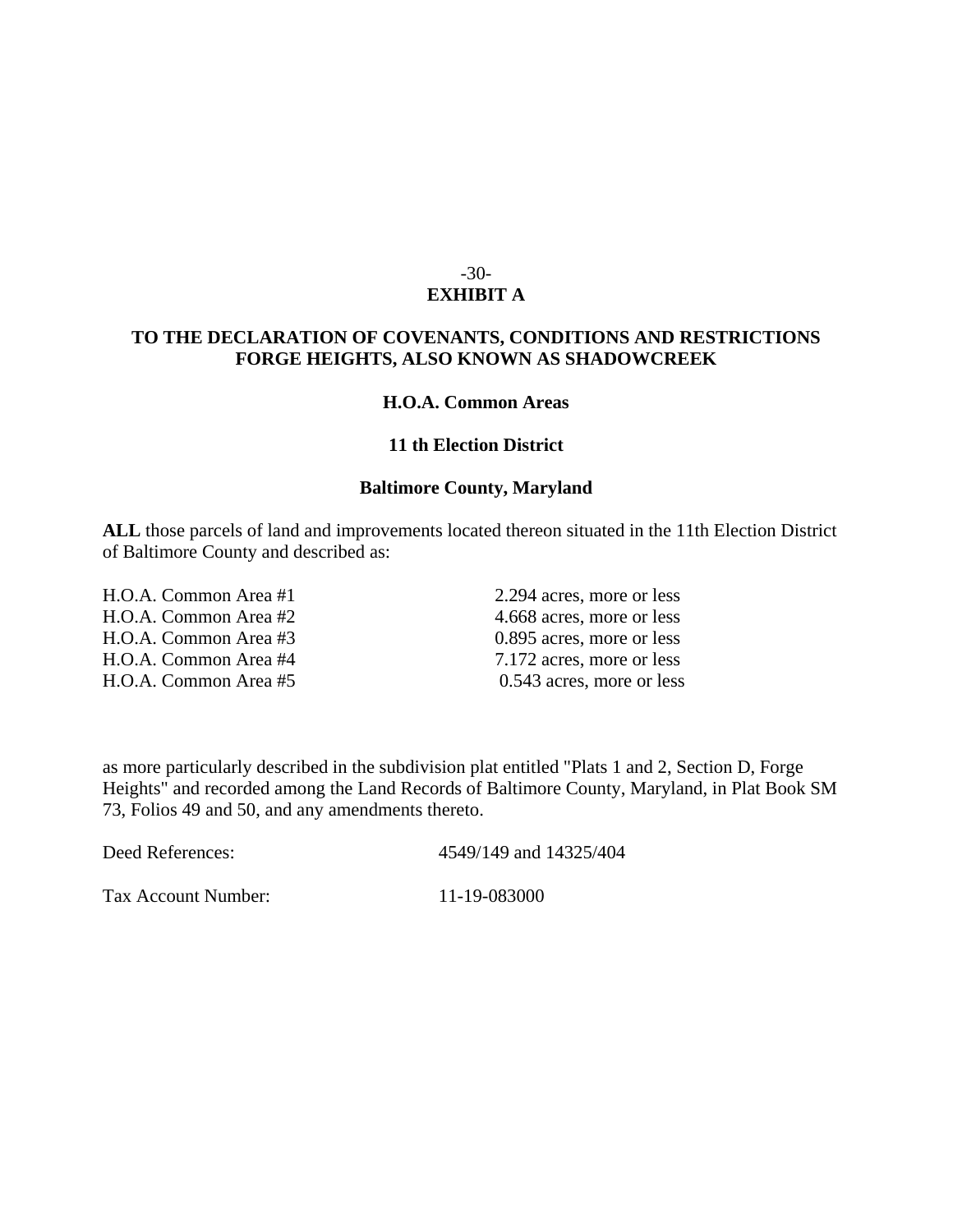## EXHIBIT A

### TO THE DECLARATION OF COVENANTS, CONDITIONS AND RESTRICTIONS FORGE HEIGHTS, ALSO KNOWN AS SHADOWCREEK

### H.O.A. Common Areas

### 11 th Election District

### Baltimore County, Maryland

**ALL** those parcels of land and improvements located thereon situated in the 11th Election District of Baltimore County and described as:

| | |
|---|---|
| H.O.A. Common Area #1 | 2.294 acres, more or less |
| H.O.A. Common Area #2 | 4.668 acres, more or less |
| H.O.A. Common Area #3 | 0.895 acres, more or less |
| H.O.A. Common Area #4 | 7.172 acres, more or less |
| H.O.A. Common Area #5 | 0.543 acres, more or less |

as more particularly described in the subdivision plat entitled "Plats 1 and 2, Section D, Forge Heights" and recorded among the Land Records of Baltimore County, Maryland, in Plat Book SM 73, Folios 49 and 50, and any amendments thereto.

| | |
|---|---|
| Deed References: | 4549/149 and 14325/404 |
| Tax Account Number: | 11-19-083000 |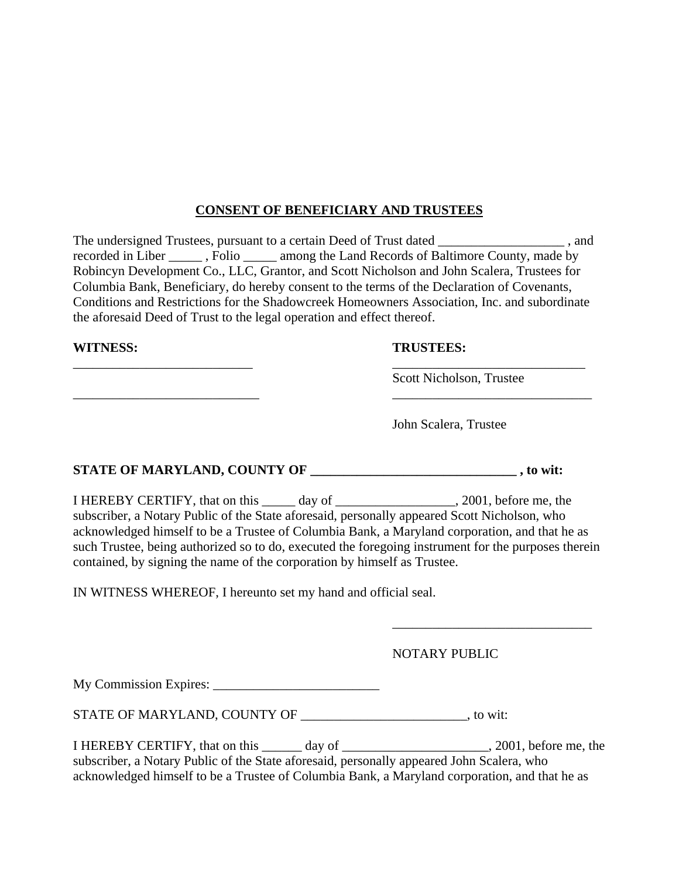**CONSENT OF BENEFICIARY AND TRUSTEES**

The undersigned Trustees, pursuant to a certain Deed of Trust dated ___________________ , and recorded in Liber _____ , Folio _____ among the Land Records of Baltimore County, made by Robincyn Development Co., LLC, Grantor, and Scott Nicholson and John Scalera, Trustees for Columbia Bank, Beneficiary, do hereby consent to the terms of the Declaration of Covenants, Conditions and Restrictions for the Shadowcreek Homeowners Association, Inc. and subordinate the aforesaid Deed of Trust to the legal operation and effect thereof.

| **WITNESS:** | **TRUSTEES:** |
|---|---|
| ___________________________ | ______________________________ |
| | Scott Nicholson, Trustee |
| ____________________________ | _______________________________ |
| | John Scalera, Trustee |

**STATE OF MARYLAND, COUNTY OF ______________________________ , to wit:**

I HEREBY CERTIFY, that on this _____ day of _________________, 2001, before me, the subscriber, a Notary Public of the State aforesaid, personally appeared Scott Nicholson, who acknowledged himself to be a Trustee of Columbia Bank, a Maryland corporation, and that he as such Trustee, being authorized so to do, executed the foregoing instrument for the purposes therein contained, by signing the name of the corporation by himself as Trustee.

IN WITNESS WHEREOF, I hereunto set my hand and official seal.

______________________________

NOTARY PUBLIC

My Commission Expires: _________________________

STATE OF MARYLAND, COUNTY OF ________________________, to wit:

I HEREBY CERTIFY, that on this ______ day of _____________________, 2001, before me, the subscriber, a Notary Public of the State aforesaid, personally appeared John Scalera, who acknowledged himself to be a Trustee of Columbia Bank, a Maryland corporation, and that he as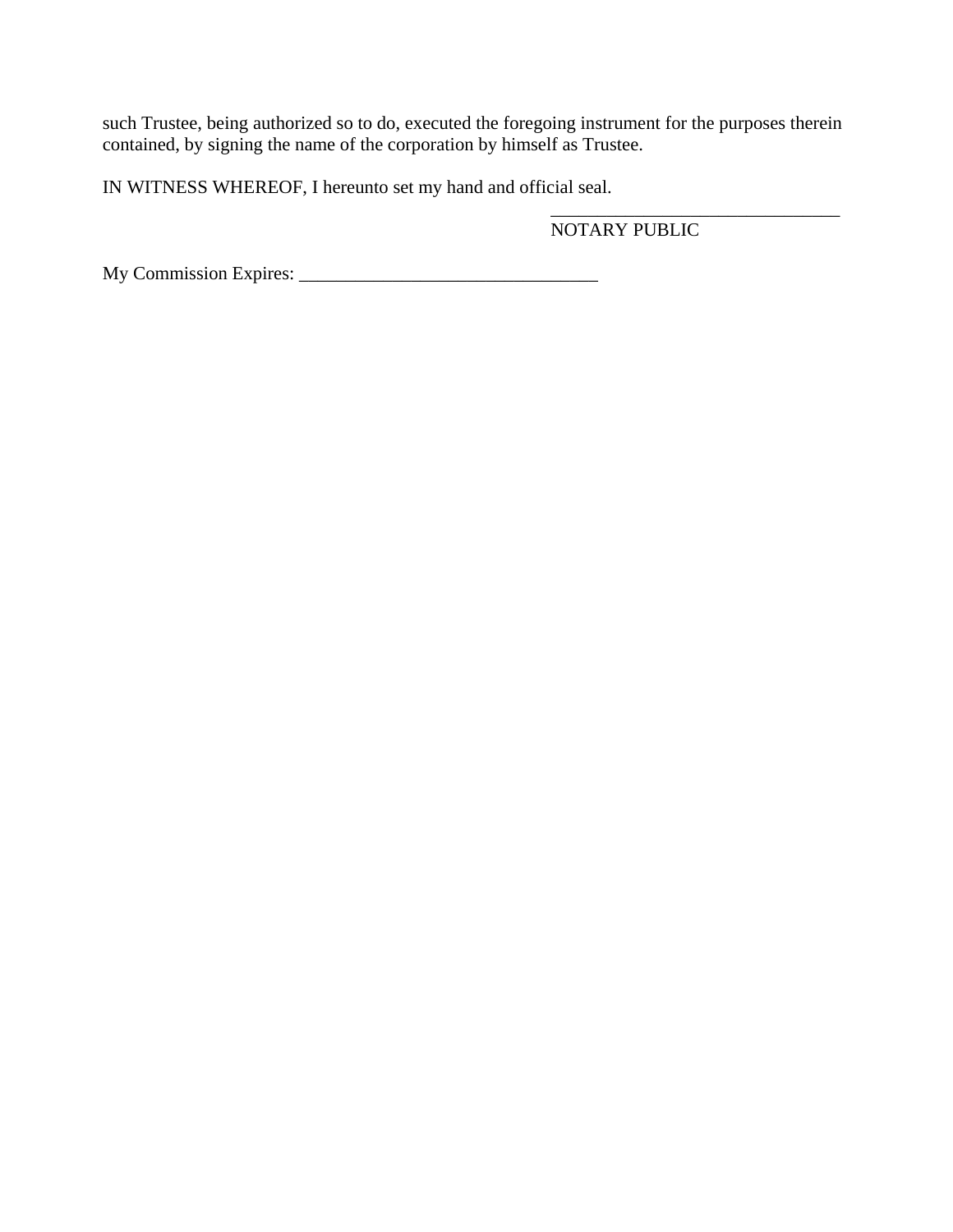such Trustee, being authorized so to do, executed the foregoing instrument for the purposes therein contained, by signing the name of the corporation by himself as Trustee.

IN WITNESS WHEREOF, I hereunto set my hand and official seal.

________________________________
NOTARY PUBLIC

My Commission Expires: ________________________________